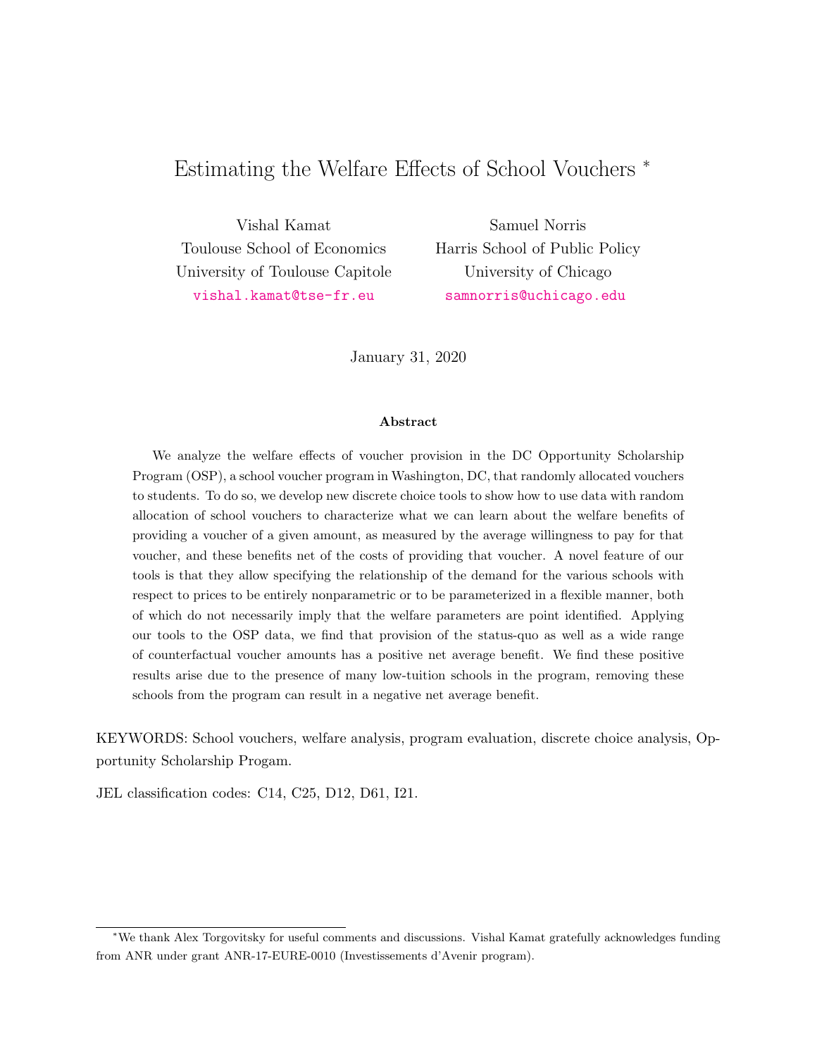# Estimating the Welfare Effects of School Vouchers [*]

Vishal Kamat
Toulouse School of Economics
University of Toulouse Capitole
vishal.kamat@tse-fr.eu

Samuel Norris
Harris School of Public Policy
University of Chicago
samnorris@uchicago.edu

January 31, 2020

### Abstract

We analyze the welfare effects of voucher provision in the DC Opportunity Scholarship Program (OSP), a school voucher program in Washington, DC, that randomly allocated vouchers to students. To do so, we develop new discrete choice tools to show how to use data with random allocation of school vouchers to characterize what we can learn about the welfare benefits of providing a voucher of a given amount, as measured by the average willingness to pay for that voucher, and these benefits net of the costs of providing that voucher. A novel feature of our tools is that they allow specifying the relationship of the demand for the various schools with respect to prices to be entirely nonparametric or to be parameterized in a flexible manner, both of which do not necessarily imply that the welfare parameters are point identified. Applying our tools to the OSP data, we find that provision of the status-quo as well as a wide range of counterfactual voucher amounts has a positive net average benefit. We find these positive results arise due to the presence of many low-tuition schools in the program, removing these schools from the program can result in a negative net average benefit.

KEYWORDS: School vouchers, welfare analysis, program evaluation, discrete choice analysis, Opportunity Scholarship Progam.

JEL classification codes: C14, C25, D12, D61, I21.

[*] We thank Alex Torgovitsky for useful comments and discussions. Vishal Kamat gratefully acknowledges funding from ANR under grant ANR-17-EURE-0010 (Investissements d'Avenir program).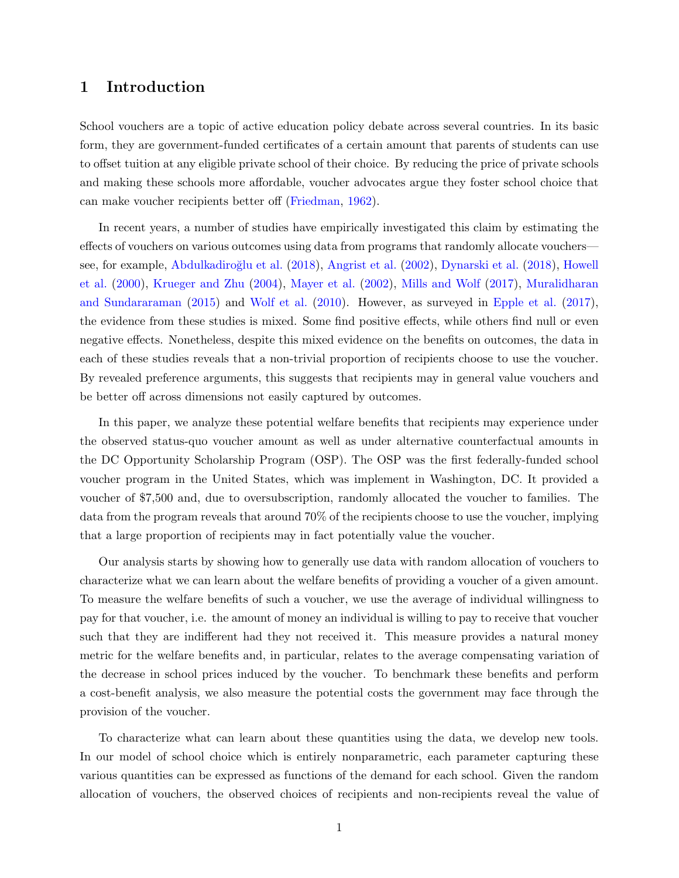# 1 Introduction

School vouchers are a topic of active education policy debate across several countries. In its basic form, they are government-funded certificates of a certain amount that parents of students can use to offset tuition at any eligible private school of their choice. By reducing the price of private schools and making these schools more affordable, voucher advocates argue they foster school choice that can make voucher recipients better off (Friedman, 1962).

In recent years, a number of studies have empirically investigated this claim by estimating the effects of vouchers on various outcomes using data from programs that randomly allocate vouchers—see, for example, Abdulkadiroğlu et al. (2018), Angrist et al. (2002), Dynarski et al. (2018), Howell et al. (2000), Krueger and Zhu (2004), Mayer et al. (2002), Mills and Wolf (2017), Muralidharan and Sundararaman (2015) and Wolf et al. (2010). However, as surveyed in Epple et al. (2017), the evidence from these studies is mixed. Some find positive effects, while others find null or even negative effects. Nonetheless, despite this mixed evidence on the benefits on outcomes, the data in each of these studies reveals that a non-trivial proportion of recipients choose to use the voucher. By revealed preference arguments, this suggests that recipients may in general value vouchers and be better off across dimensions not easily captured by outcomes.

In this paper, we analyze these potential welfare benefits that recipients may experience under the observed status-quo voucher amount as well as under alternative counterfactual amounts in the DC Opportunity Scholarship Program (OSP). The OSP was the first federally-funded school voucher program in the United States, which was implement in Washington, DC. It provided a voucher of \$7,500 and, due to oversubscription, randomly allocated the voucher to families. The data from the program reveals that around 70% of the recipients choose to use the voucher, implying that a large proportion of recipients may in fact potentially value the voucher.

Our analysis starts by showing how to generally use data with random allocation of vouchers to characterize what we can learn about the welfare benefits of providing a voucher of a given amount. To measure the welfare benefits of such a voucher, we use the average of individual willingness to pay for that voucher, i.e. the amount of money an individual is willing to pay to receive that voucher such that they are indifferent had they not received it. This measure provides a natural money metric for the welfare benefits and, in particular, relates to the average compensating variation of the decrease in school prices induced by the voucher. To benchmark these benefits and perform a cost-benefit analysis, we also measure the potential costs the government may face through the provision of the voucher.

To characterize what can learn about these quantities using the data, we develop new tools. In our model of school choice which is entirely nonparametric, each parameter capturing these various quantities can be expressed as functions of the demand for each school. Given the random allocation of vouchers, the observed choices of recipients and non-recipients reveal the value of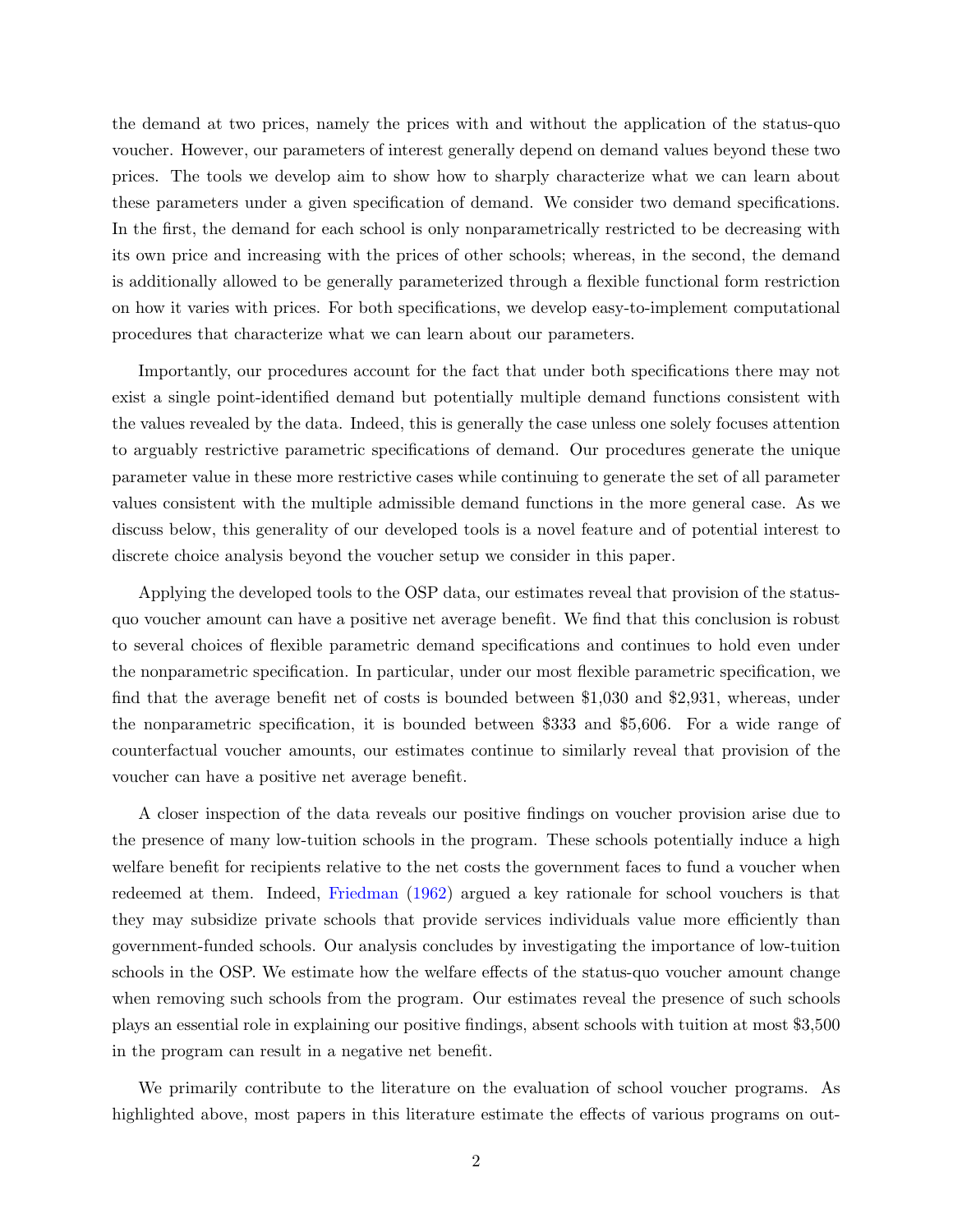the demand at two prices, namely the prices with and without the application of the status-quo voucher. However, our parameters of interest generally depend on demand values beyond these two prices. The tools we develop aim to show how to sharply characterize what we can learn about these parameters under a given specification of demand. We consider two demand specifications. In the first, the demand for each school is only nonparametrically restricted to be decreasing with its own price and increasing with the prices of other schools; whereas, in the second, the demand is additionally allowed to be generally parameterized through a flexible functional form restriction on how it varies with prices. For both specifications, we develop easy-to-implement computational procedures that characterize what we can learn about our parameters.

Importantly, our procedures account for the fact that under both specifications there may not exist a single point-identified demand but potentially multiple demand functions consistent with the values revealed by the data. Indeed, this is generally the case unless one solely focuses attention to arguably restrictive parametric specifications of demand. Our procedures generate the unique parameter value in these more restrictive cases while continuing to generate the set of all parameter values consistent with the multiple admissible demand functions in the more general case. As we discuss below, this generality of our developed tools is a novel feature and of potential interest to discrete choice analysis beyond the voucher setup we consider in this paper.

Applying the developed tools to the OSP data, our estimates reveal that provision of the status-quo voucher amount can have a positive net average benefit. We find that this conclusion is robust to several choices of flexible parametric demand specifications and continues to hold even under the nonparametric specification. In particular, under our most flexible parametric specification, we find that the average benefit net of costs is bounded between \$1,030 and \$2,931, whereas, under the nonparametric specification, it is bounded between \$333 and \$5,606. For a wide range of counterfactual voucher amounts, our estimates continue to similarly reveal that provision of the voucher can have a positive net average benefit.

A closer inspection of the data reveals our positive findings on voucher provision arise due to the presence of many low-tuition schools in the program. These schools potentially induce a high welfare benefit for recipients relative to the net costs the government faces to fund a voucher when redeemed at them. Indeed, Friedman (1962) argued a key rationale for school vouchers is that they may subsidize private schools that provide services individuals value more efficiently than government-funded schools. Our analysis concludes by investigating the importance of low-tuition schools in the OSP. We estimate how the welfare effects of the status-quo voucher amount change when removing such schools from the program. Our estimates reveal the presence of such schools plays an essential role in explaining our positive findings, absent schools with tuition at most \$3,500 in the program can result in a negative net benefit.

We primarily contribute to the literature on the evaluation of school voucher programs. As highlighted above, most papers in this literature estimate the effects of various programs on out-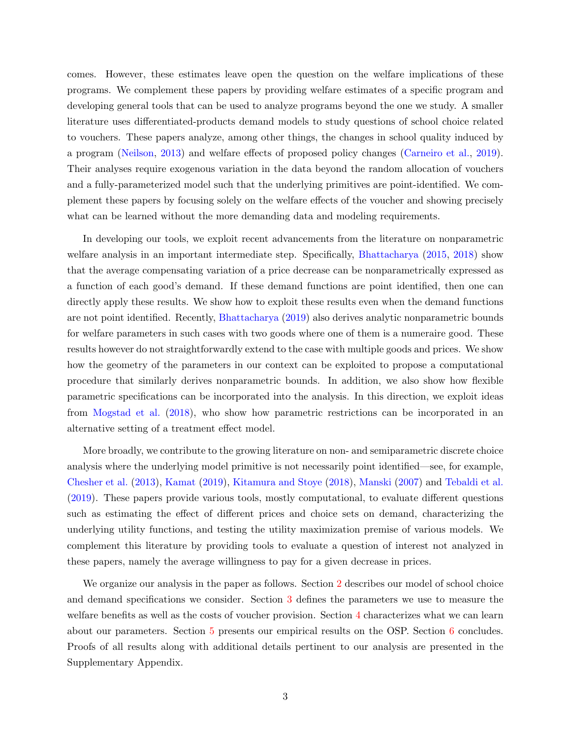comes. However, these estimates leave open the question on the welfare implications of these programs. We complement these papers by providing welfare estimates of a specific program and developing general tools that can be used to analyze programs beyond the one we study. A smaller literature uses differentiated-products demand models to study questions of school choice related to vouchers. These papers analyze, among other things, the changes in school quality induced by a program (Neilson, 2013) and welfare effects of proposed policy changes (Carneiro et al., 2019). Their analyses require exogenous variation in the data beyond the random allocation of vouchers and a fully-parameterized model such that the underlying primitives are point-identified. We complement these papers by focusing solely on the welfare effects of the voucher and showing precisely what can be learned without the more demanding data and modeling requirements.

In developing our tools, we exploit recent advancements from the literature on nonparametric welfare analysis in an important intermediate step. Specifically, Bhattacharya (2015, 2018) show that the average compensating variation of a price decrease can be nonparametrically expressed as a function of each good's demand. If these demand functions are point identified, then one can directly apply these results. We show how to exploit these results even when the demand functions are not point identified. Recently, Bhattacharya (2019) also derives analytic nonparametric bounds for welfare parameters in such cases with two goods where one of them is a numeraire good. These results however do not straightforwardly extend to the case with multiple goods and prices. We show how the geometry of the parameters in our context can be exploited to propose a computational procedure that similarly derives nonparametric bounds. In addition, we also show how flexible parametric specifications can be incorporated into the analysis. In this direction, we exploit ideas from Mogstad et al. (2018), who show how parametric restrictions can be incorporated in an alternative setting of a treatment effect model.

More broadly, we contribute to the growing literature on non- and semiparametric discrete choice analysis where the underlying model primitive is not necessarily point identified—see, for example, Chesher et al. (2013), Kamat (2019), Kitamura and Stoye (2018), Manski (2007) and Tebaldi et al. (2019). These papers provide various tools, mostly computational, to evaluate different questions such as estimating the effect of different prices and choice sets on demand, characterizing the underlying utility functions, and testing the utility maximization premise of various models. We complement this literature by providing tools to evaluate a question of interest not analyzed in these papers, namely the average willingness to pay for a given decrease in prices.

We organize our analysis in the paper as follows. Section 2 describes our model of school choice and demand specifications we consider. Section 3 defines the parameters we use to measure the welfare benefits as well as the costs of voucher provision. Section 4 characterizes what we can learn about our parameters. Section 5 presents our empirical results on the OSP. Section 6 concludes. Proofs of all results along with additional details pertinent to our analysis are presented in the Supplementary Appendix.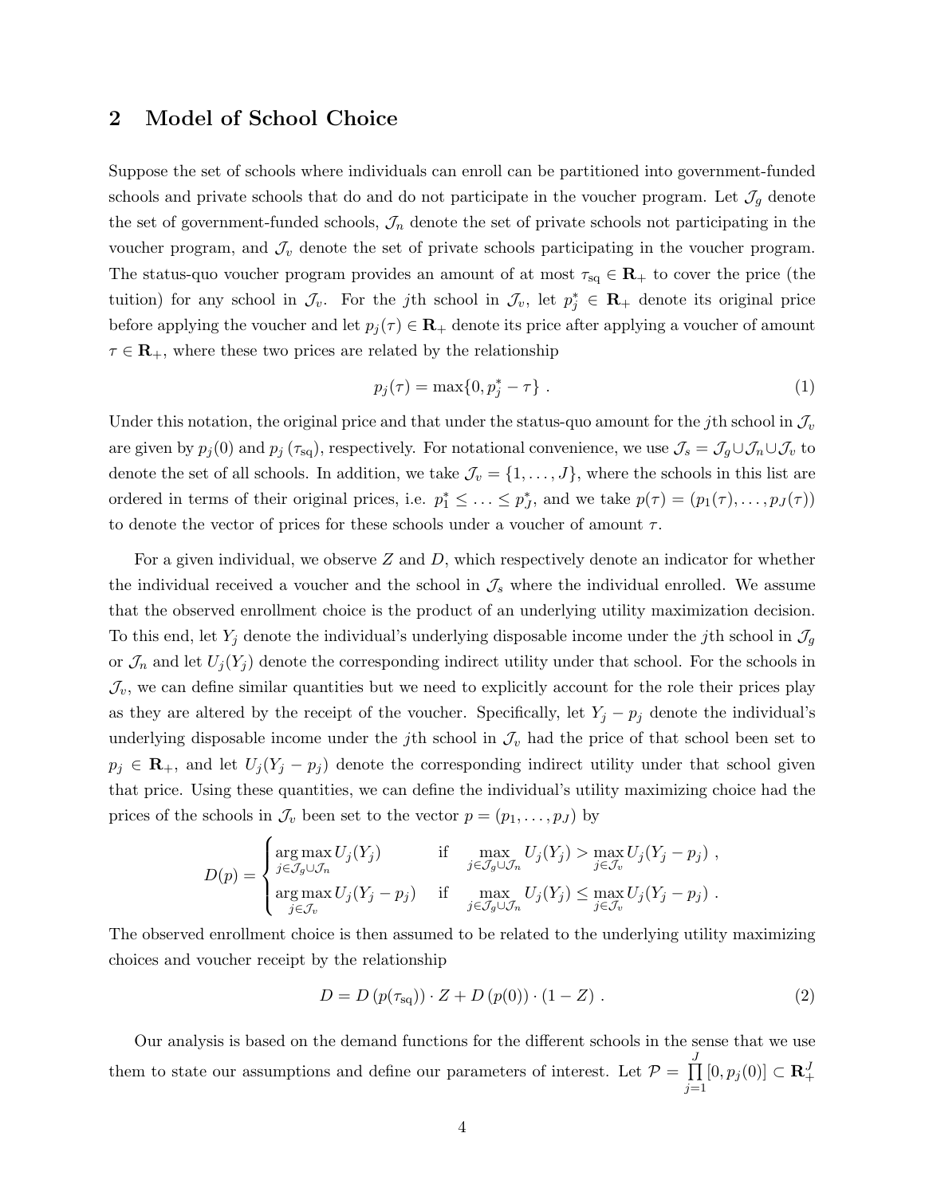## 2 Model of School Choice

Suppose the set of schools where individuals can enroll can be partitioned into government-funded schools and private schools that do and do not participate in the voucher program. Let $\mathcal{J}_g$ denote the set of government-funded schools, $\mathcal{J}_n$ denote the set of private schools not participating in the voucher program, and $\mathcal{J}_v$ denote the set of private schools participating in the voucher program. The status-quo voucher program provides an amount of at most $\tau_{\text{sq}} \in \mathbf{R}_+$ to cover the price (the tuition) for any school in $\mathcal{J}_v$. For the $j$th school in $\mathcal{J}_v$, let $p_j^* \in \mathbf{R}_+$ denote its original price before applying the voucher and let $p_j(\tau) \in \mathbf{R}_+$ denote its price after applying a voucher of amount $\tau \in \mathbf{R}_+$, where these two prices are related by the relationship

$$p_j(\tau) = \max\{0, p_j^* - \tau\} \ . \tag{1}$$

Under this notation, the original price and that under the status-quo amount for the $j$th school in $\mathcal{J}_v$ are given by $p_j(0)$ and $p_j(\tau_{\text{sq}})$, respectively. For notational convenience, we use $\mathcal{J}_s = \mathcal{J}_g \cup \mathcal{J}_n \cup \mathcal{J}_v$ to denote the set of all schools. In addition, we take $\mathcal{J}_v = \{1, \ldots, J\}$, where the schools in this list are ordered in terms of their original prices, i.e. $p_1^* \leq \ldots \leq p_J^*$, and we take $p(\tau) = (p_1(\tau), \ldots, p_J(\tau))$ to denote the vector of prices for these schools under a voucher of amount $\tau$.

For a given individual, we observe $Z$ and $D$, which respectively denote an indicator for whether the individual received a voucher and the school in $\mathcal{J}_s$ where the individual enrolled. We assume that the observed enrollment choice is the product of an underlying utility maximization decision. To this end, let $Y_j$ denote the individual's underlying disposable income under the $j$th school in $\mathcal{J}_g$ or $\mathcal{J}_n$ and let $U_j(Y_j)$ denote the corresponding indirect utility under that school. For the schools in $\mathcal{J}_v$, we can define similar quantities but we need to explicitly account for the role their prices play as they are altered by the receipt of the voucher. Specifically, let $Y_j - p_j$ denote the individual's underlying disposable income under the $j$th school in $\mathcal{J}_v$ had the price of that school been set to $p_j \in \mathbf{R}_+$, and let $U_j(Y_j - p_j)$ denote the corresponding indirect utility under that school given that price. Using these quantities, we can define the individual's utility maximizing choice had the prices of the schools in $\mathcal{J}_v$ been set to the vector $p = (p_1, \ldots, p_J)$ by

$$D(p) = \begin{cases} \arg\max\limits_{j \in \mathcal{J}_g \cup \mathcal{J}_n} U_j(Y_j) & \text{if} \quad \max\limits_{j \in \mathcal{J}_g \cup \mathcal{J}_n} U_j(Y_j) > \max\limits_{j \in \mathcal{J}_v} U_j(Y_j - p_j) \ , \\ \arg\max\limits_{j \in \mathcal{J}_v} U_j(Y_j - p_j) & \text{if} \quad \max\limits_{j \in \mathcal{J}_g \cup \mathcal{J}_n} U_j(Y_j) \leq \max\limits_{j \in \mathcal{J}_v} U_j(Y_j - p_j) \ . \end{cases}$$

The observed enrollment choice is then assumed to be related to the underlying utility maximizing choices and voucher receipt by the relationship

$$D = D\left(p(\tau_{\text{sq}})\right) \cdot Z + D\left(p(0)\right) \cdot (1 - Z) \ . \tag{2}$$

Our analysis is based on the demand functions for the different schools in the sense that we use them to state our assumptions and define our parameters of interest. Let $\mathcal{P} = \prod\limits_{j=1}^{J} [0, p_j(0)] \subset \mathbf{R}_+^J$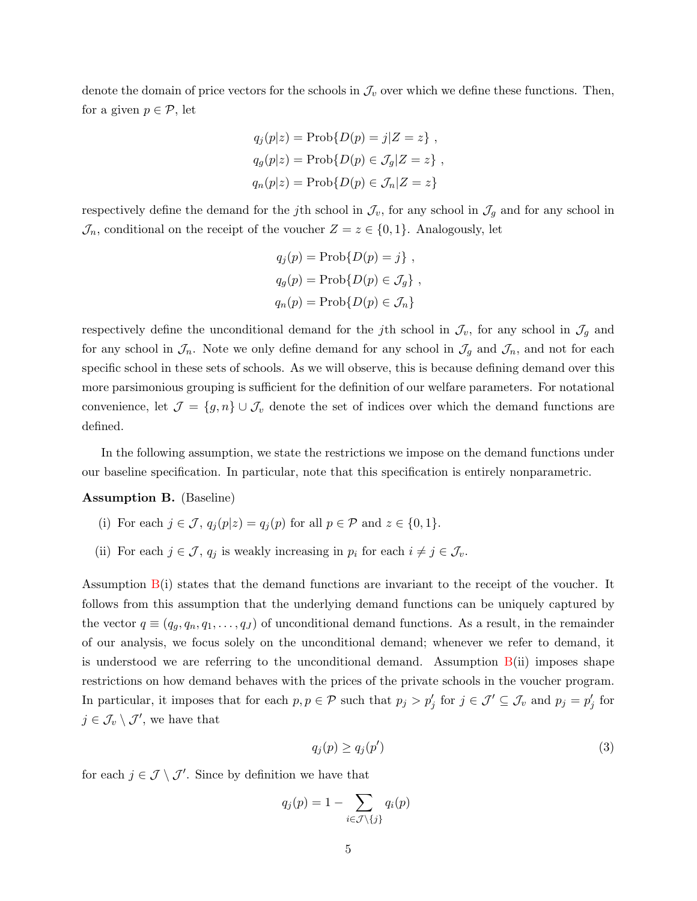denote the domain of price vectors for the schools in $\mathcal{J}_v$ over which we define these functions. Then, for a given $p \in \mathcal{P}$, let

$$
\begin{aligned}
q_j(p|z) &= \text{Prob}\{D(p) = j | Z = z\} \ , \\
q_g(p|z) &= \text{Prob}\{D(p) \in \mathcal{J}_g | Z = z\} \ , \\
q_n(p|z) &= \text{Prob}\{D(p) \in \mathcal{J}_n | Z = z\}
\end{aligned}
$$

respectively define the demand for the $j$th school in $\mathcal{J}_v$, for any school in $\mathcal{J}_g$ and for any school in $\mathcal{J}_n$, conditional on the receipt of the voucher $Z = z \in \{0, 1\}$. Analogously, let

$$
\begin{aligned}
q_j(p) &= \text{Prob}\{D(p) = j\} \ , \\
q_g(p) &= \text{Prob}\{D(p) \in \mathcal{J}_g\} \ , \\
q_n(p) &= \text{Prob}\{D(p) \in \mathcal{J}_n\}
\end{aligned}
$$

respectively define the unconditional demand for the $j$th school in $\mathcal{J}_v$, for any school in $\mathcal{J}_g$ and for any school in $\mathcal{J}_n$. Note we only define demand for any school in $\mathcal{J}_g$ and $\mathcal{J}_n$, and not for each specific school in these sets of schools. As we will observe, this is because defining demand over this more parsimonious grouping is sufficient for the definition of our welfare parameters. For notational convenience, let $\mathcal{J} = \{g, n\} \cup \mathcal{J}_v$ denote the set of indices over which the demand functions are defined.

In the following assumption, we state the restrictions we impose on the demand functions under our baseline specification. In particular, note that this specification is entirely nonparametric.

**Assumption B.** (Baseline)

(i) For each $j \in \mathcal{J}$, $q_j(p|z) = q_j(p)$ for all $p \in \mathcal{P}$ and $z \in \{0, 1\}$.

(ii) For each $j \in \mathcal{J}$, $q_j$ is weakly increasing in $p_i$ for each $i \neq j \in \mathcal{J}_v$.

Assumption B(i) states that the demand functions are invariant to the receipt of the voucher. It follows from this assumption that the underlying demand functions can be uniquely captured by the vector $q \equiv (q_g, q_n, q_1, \ldots, q_J)$ of unconditional demand functions. As a result, in the remainder of our analysis, we focus solely on the unconditional demand; whenever we refer to demand, it is understood we are referring to the unconditional demand. Assumption B(ii) imposes shape restrictions on how demand behaves with the prices of the private schools in the voucher program. In particular, it imposes that for each $p, p \in \mathcal{P}$ such that $p_j > p'_j$ for $j \in \mathcal{J}' \subseteq \mathcal{J}_v$ and $p_j = p'_j$ for $j \in \mathcal{J}_v \setminus \mathcal{J}'$, we have that

$$
q_j(p) \geq q_j(p') \tag{3}
$$

for each $j \in \mathcal{J} \setminus \mathcal{J}'$. Since by definition we have that

$$
q_j(p) = 1 - \sum_{i \in \mathcal{J} \setminus \{j\}} q_i(p)
$$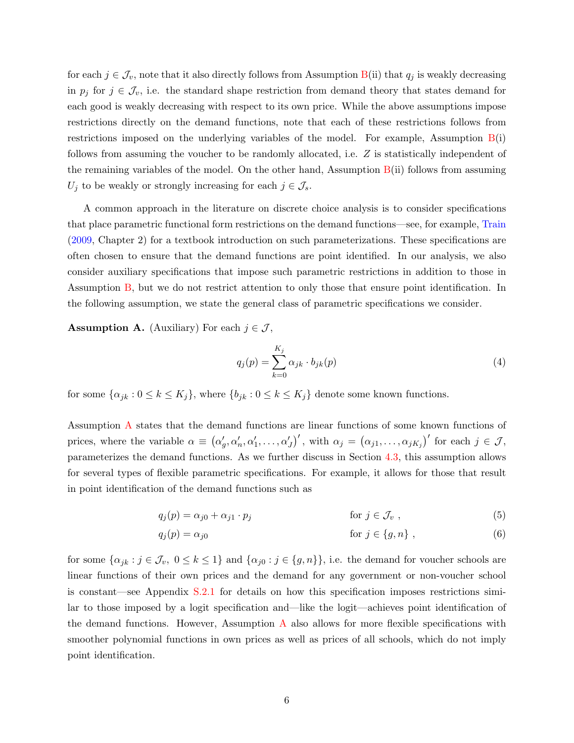for each $j \in \mathcal{J}_v$, note that it also directly follows from Assumption B(ii) that $q_j$ is weakly decreasing in $p_j$ for $j \in \mathcal{J}_v$, i.e. the standard shape restriction from demand theory that states demand for each good is weakly decreasing with respect to its own price. While the above assumptions impose restrictions directly on the demand functions, note that each of these restrictions follows from restrictions imposed on the underlying variables of the model. For example, Assumption B(i) follows from assuming the voucher to be randomly allocated, i.e. $Z$ is statistically independent of the remaining variables of the model. On the other hand, Assumption B(ii) follows from assuming $U_j$ to be weakly or strongly increasing for each $j \in \mathcal{J}_s$.

A common approach in the literature on discrete choice analysis is to consider specifications that place parametric functional form restrictions on the demand functions—see, for example, Train (2009, Chapter 2) for a textbook introduction on such parameterizations. These specifications are often chosen to ensure that the demand functions are point identified. In our analysis, we also consider auxiliary specifications that impose such parametric restrictions in addition to those in Assumption B, but we do not restrict attention to only those that ensure point identification. In the following assumption, we state the general class of parametric specifications we consider.

**Assumption A.** (Auxiliary) For each $j \in \mathcal{J}$,

$$q_j(p) = \sum_{k=0}^{K_j} \alpha_{jk} \cdot b_{jk}(p) \tag{4}$$

for some $\{\alpha_{jk} : 0 \leq k \leq K_j\}$, where $\{b_{jk} : 0 \leq k \leq K_j\}$ denote some known functions.

Assumption A states that the demand functions are linear functions of some known functions of prices, where the variable $\alpha \equiv (\alpha_g', \alpha_n', \alpha_1', \ldots, \alpha_J')'$, with $\alpha_j = (\alpha_{j1}, \ldots, \alpha_{jK_j})'$ for each $j \in \mathcal{J}$, parameterizes the demand functions. As we further discuss in Section 4.3, this assumption allows for several types of flexible parametric specifications. For example, it allows for those that result in point identification of the demand functions such as

$$q_j(p) = \alpha_{j0} + \alpha_{j1} \cdot p_j \qquad \text{for } j \in \mathcal{J}_v \ , \tag{5}$$

$$q_j(p) = \alpha_{j0} \qquad \text{for } j \in \{g, n\} \ , \tag{6}$$

for some $\{\alpha_{jk} : j \in \mathcal{J}_v, \ 0 \leq k \leq 1\}$ and $\{\alpha_{j0} : j \in \{g, n\}\}$, i.e. the demand for voucher schools are linear functions of their own prices and the demand for any government or non-voucher school is constant—see Appendix S.2.1 for details on how this specification imposes restrictions similar to those imposed by a logit specification and—like the logit—achieves point identification of the demand functions. However, Assumption A also allows for more flexible specifications with smoother polynomial functions in own prices as well as prices of all schools, which do not imply point identification.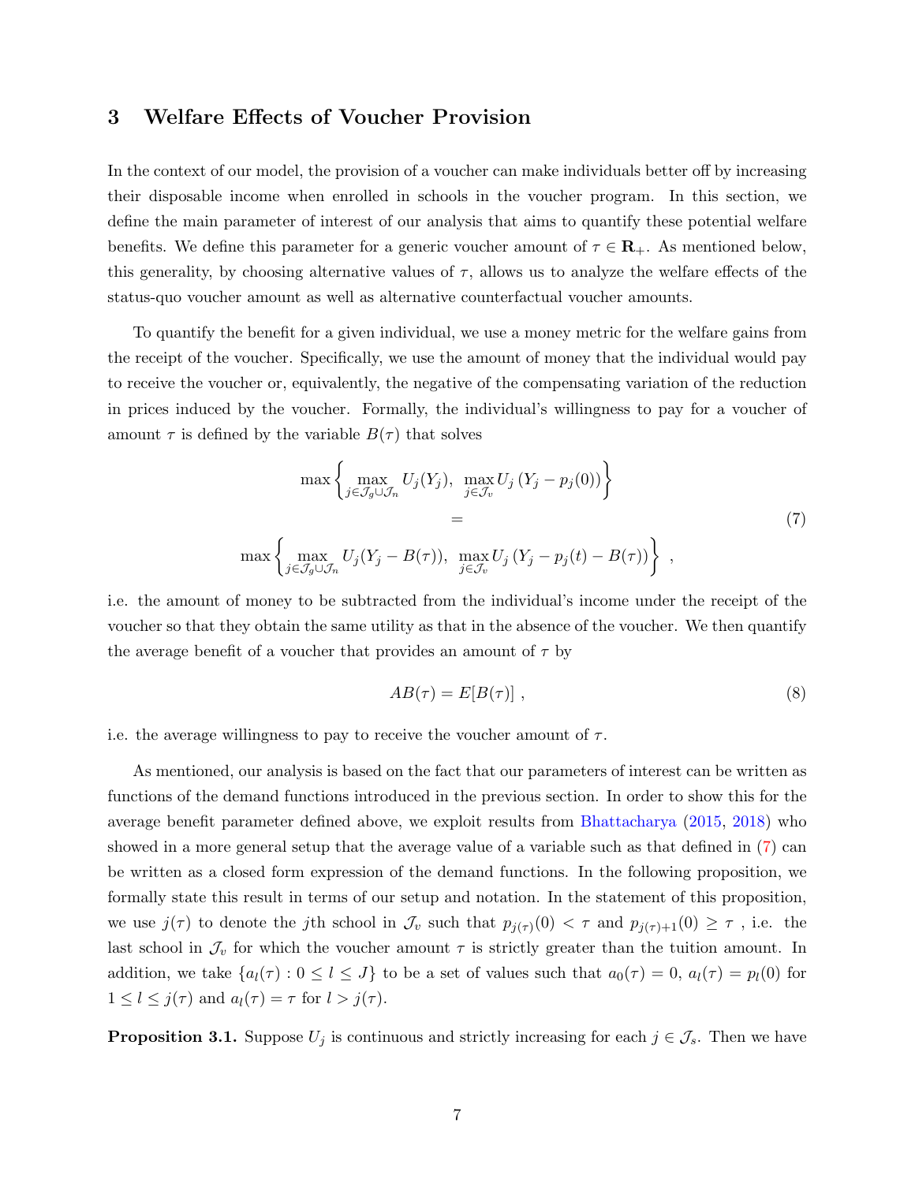## 3 Welfare Effects of Voucher Provision

In the context of our model, the provision of a voucher can make individuals better off by increasing their disposable income when enrolled in schools in the voucher program. In this section, we define the main parameter of interest of our analysis that aims to quantify these potential welfare benefits. We define this parameter for a generic voucher amount of $\tau \in \mathbf{R}_+$. As mentioned below, this generality, by choosing alternative values of $\tau$, allows us to analyze the welfare effects of the status-quo voucher amount as well as alternative counterfactual voucher amounts.

To quantify the benefit for a given individual, we use a money metric for the welfare gains from the receipt of the voucher. Specifically, we use the amount of money that the individual would pay to receive the voucher or, equivalently, the negative of the compensating variation of the reduction in prices induced by the voucher. Formally, the individual's willingness to pay for a voucher of amount $\tau$ is defined by the variable $B(\tau)$ that solves

$$
\begin{aligned}
&\max\left\{\max_{j\in\mathcal{J}_g\cup\mathcal{J}_n} U_j(Y_j),\ \max_{j\in\mathcal{J}_v} U_j\left(Y_j - p_j(0)\right)\right\} \\
&\qquad = \\
&\max\left\{\max_{j\in\mathcal{J}_g\cup\mathcal{J}_n} U_j(Y_j - B(\tau)),\ \max_{j\in\mathcal{J}_v} U_j\left(Y_j - p_j(t) - B(\tau)\right)\right\}\ ,
\end{aligned} \tag{7}
$$

i.e. the amount of money to be subtracted from the individual's income under the receipt of the voucher so that they obtain the same utility as that in the absence of the voucher. We then quantify the average benefit of a voucher that provides an amount of $\tau$ by

$$
AB(\tau) = E[B(\tau)]\ , \tag{8}
$$

i.e. the average willingness to pay to receive the voucher amount of $\tau$.

As mentioned, our analysis is based on the fact that our parameters of interest can be written as functions of the demand functions introduced in the previous section. In order to show this for the average benefit parameter defined above, we exploit results from Bhattacharya (2015, 2018) who showed in a more general setup that the average value of a variable such as that defined in (7) can be written as a closed form expression of the demand functions. In the following proposition, we formally state this result in terms of our setup and notation. In the statement of this proposition, we use $j(\tau)$ to denote the $j$th school in $\mathcal{J}_v$ such that $p_{j(\tau)}(0) < \tau$ and $p_{j(\tau)+1}(0) \geq \tau$ , i.e. the last school in $\mathcal{J}_v$ for which the voucher amount $\tau$ is strictly greater than the tuition amount. In addition, we take $\{a_l(\tau) : 0 \leq l \leq J\}$ to be a set of values such that $a_0(\tau) = 0$, $a_l(\tau) = p_l(0)$ for $1 \leq l \leq j(\tau)$ and $a_l(\tau) = \tau$ for $l > j(\tau)$.

**Proposition 3.1.** Suppose $U_j$ is continuous and strictly increasing for each $j \in \mathcal{J}_s$. Then we have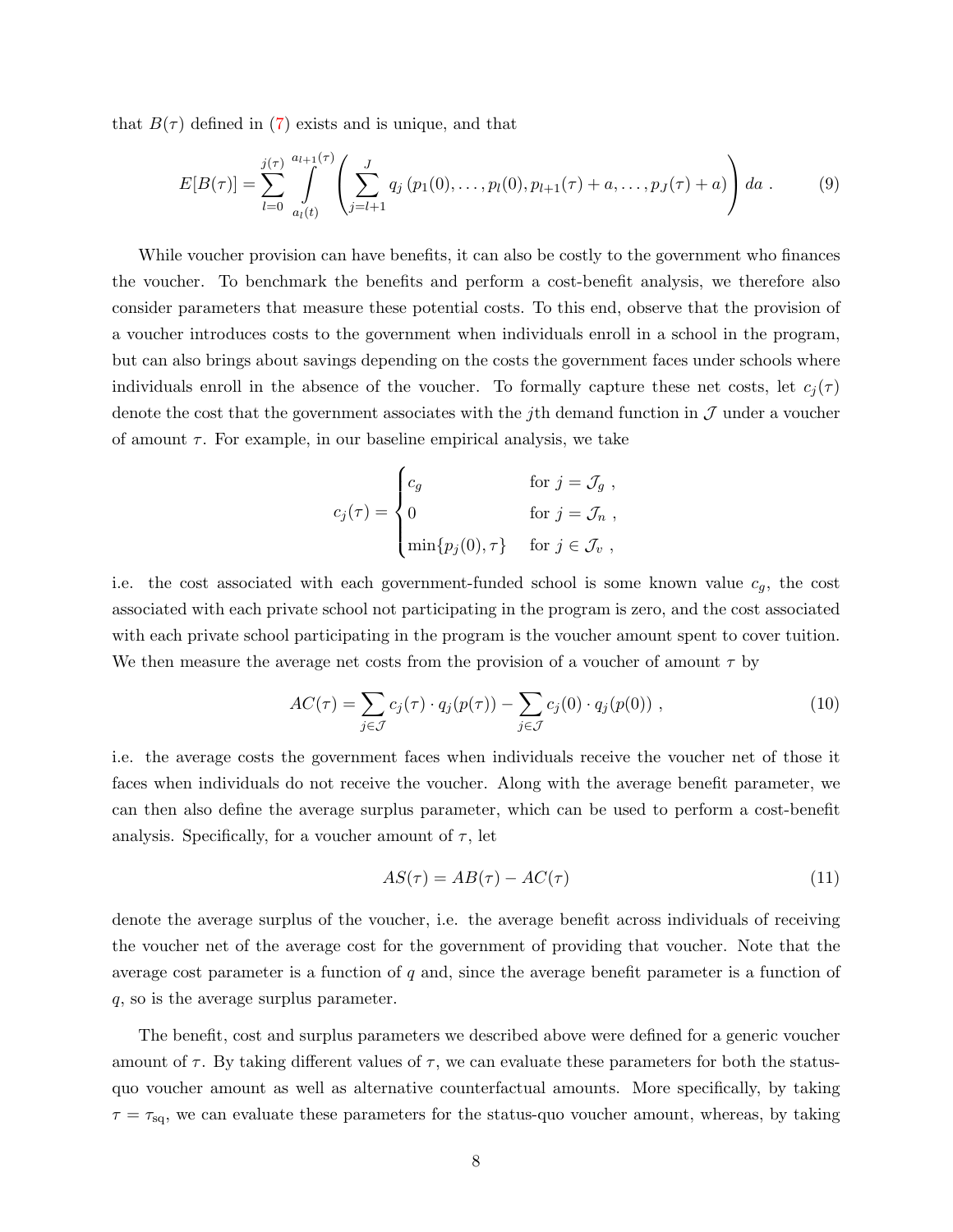that $B(\tau)$ defined in (7) exists and is unique, and that

$$E[B(\tau)] = \sum_{l=0}^{j(\tau)} \int_{a_l(t)}^{a_{l+1}(\tau)} \left( \sum_{j=l+1}^{J} q_j \left(p_1(0), \ldots, p_l(0), p_{l+1}(\tau) + a, \ldots, p_J(\tau) + a\right) \right) da \ . \tag{9}$$

While voucher provision can have benefits, it can also be costly to the government who finances the voucher. To benchmark the benefits and perform a cost-benefit analysis, we therefore also consider parameters that measure these potential costs. To this end, observe that the provision of a voucher introduces costs to the government when individuals enroll in a school in the program, but can also brings about savings depending on the costs the government faces under schools where individuals enroll in the absence of the voucher. To formally capture these net costs, let $c_j(\tau)$ denote the cost that the government associates with the $j$th demand function in $\mathcal{J}$ under a voucher of amount $\tau$. For example, in our baseline empirical analysis, we take

$$c_j(\tau) = \begin{cases} c_g & \text{for } j = \mathcal{J}_g \ , \\ 0 & \text{for } j = \mathcal{J}_n \ , \\ \min\{p_j(0), \tau\} & \text{for } j \in \mathcal{J}_v \ , \end{cases}$$

i.e. the cost associated with each government-funded school is some known value $c_g$, the cost associated with each private school not participating in the program is zero, and the cost associated with each private school participating in the program is the voucher amount spent to cover tuition. We then measure the average net costs from the provision of a voucher of amount $\tau$ by

$$AC(\tau) = \sum_{j \in \mathcal{J}} c_j(\tau) \cdot q_j(p(\tau)) - \sum_{j \in \mathcal{J}} c_j(0) \cdot q_j(p(0)) \ , \tag{10}$$

i.e. the average costs the government faces when individuals receive the voucher net of those it faces when individuals do not receive the voucher. Along with the average benefit parameter, we can then also define the average surplus parameter, which can be used to perform a cost-benefit analysis. Specifically, for a voucher amount of $\tau$, let

$$AS(\tau) = AB(\tau) - AC(\tau) \tag{11}$$

denote the average surplus of the voucher, i.e. the average benefit across individuals of receiving the voucher net of the average cost for the government of providing that voucher. Note that the average cost parameter is a function of $q$ and, since the average benefit parameter is a function of $q$, so is the average surplus parameter.

The benefit, cost and surplus parameters we described above were defined for a generic voucher amount of $\tau$. By taking different values of $\tau$, we can evaluate these parameters for both the status-quo voucher amount as well as alternative counterfactual amounts. More specifically, by taking $\tau = \tau_{\text{sq}}$, we can evaluate these parameters for the status-quo voucher amount, whereas, by taking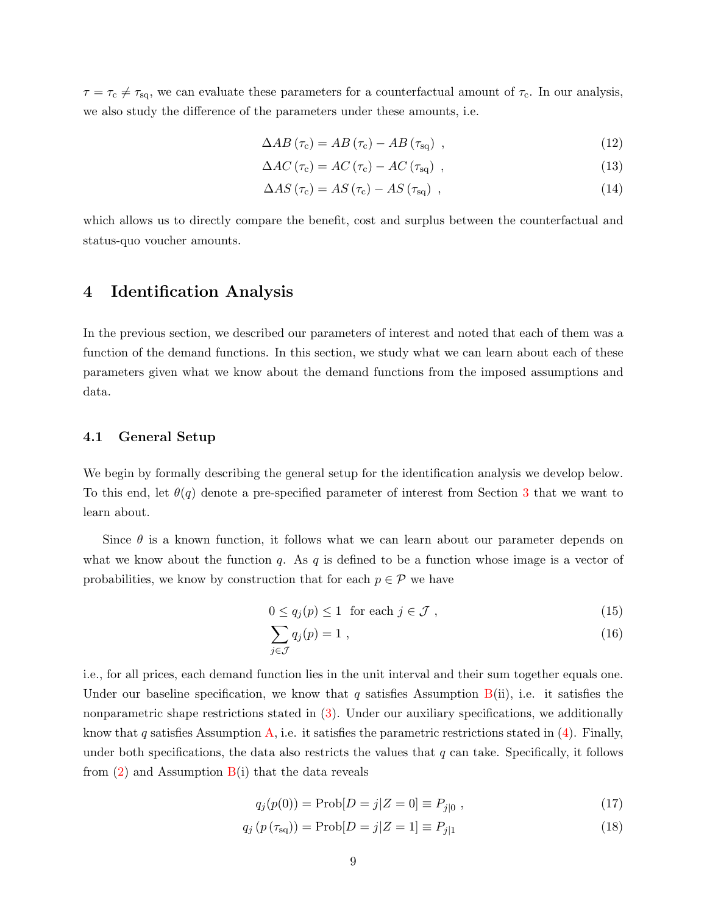$\tau = \tau_{\text{c}} \neq \tau_{\text{sq}}$, we can evaluate these parameters for a counterfactual amount of $\tau_{\text{c}}$. In our analysis, we also study the difference of the parameters under these amounts, i.e.

$$\Delta AB\left(\tau_{\text{c}}\right) = AB\left(\tau_{\text{c}}\right) - AB\left(\tau_{\text{sq}}\right) \ , \tag{12}$$

$$\Delta AC\left(\tau_{\text{c}}\right) = AC\left(\tau_{\text{c}}\right) - AC\left(\tau_{\text{sq}}\right) \ , \tag{13}$$

$$\Delta AS\left(\tau_{\text{c}}\right) = AS\left(\tau_{\text{c}}\right) - AS\left(\tau_{\text{sq}}\right) \ , \tag{14}$$

which allows us to directly compare the benefit, cost and surplus between the counterfactual and status-quo voucher amounts.

# 4 Identification Analysis

In the previous section, we described our parameters of interest and noted that each of them was a function of the demand functions. In this section, we study what we can learn about each of these parameters given what we know about the demand functions from the imposed assumptions and data.

## 4.1 General Setup

We begin by formally describing the general setup for the identification analysis we develop below. To this end, let $\theta(q)$ denote a pre-specified parameter of interest from Section 3 that we want to learn about.

Since $\theta$ is a known function, it follows what we can learn about our parameter depends on what we know about the function $q$. As $q$ is defined to be a function whose image is a vector of probabilities, we know by construction that for each $p \in \mathcal{P}$ we have

$$0 \leq q_j(p) \leq 1 \ \text{ for each } j \in \mathcal{J} \ , \tag{15}$$

$$\sum_{j \in \mathcal{J}} q_j(p) = 1 \ , \tag{16}$$

i.e., for all prices, each demand function lies in the unit interval and their sum together equals one. Under our baseline specification, we know that $q$ satisfies Assumption B(ii), i.e. it satisfies the nonparametric shape restrictions stated in (3). Under our auxiliary specifications, we additionally know that $q$ satisfies Assumption A, i.e. it satisfies the parametric restrictions stated in (4). Finally, under both specifications, the data also restricts the values that $q$ can take. Specifically, it follows from (2) and Assumption B(i) that the data reveals

$$q_j(p(0)) = \text{Prob}[D = j | Z = 0] \equiv P_{j|0} \ , \tag{17}$$

$$q_j\left(p\left(\tau_{\text{sq}}\right)\right) = \text{Prob}[D = j | Z = 1] \equiv P_{j|1} \tag{18}$$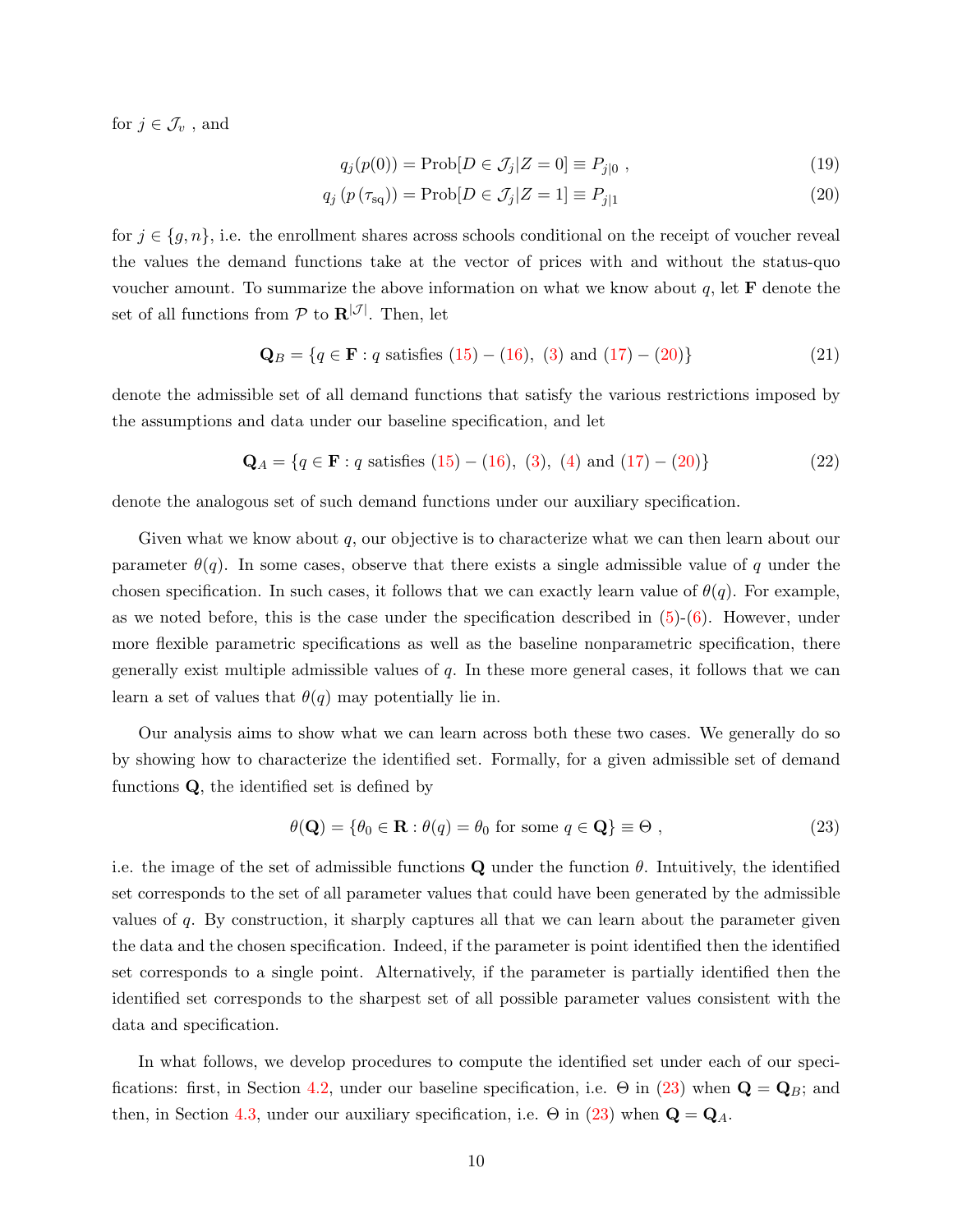for $j \in \mathcal{J}_v$ , and

$$q_j(p(0)) = \text{Prob}[D \in \mathcal{J}_j | Z = 0] \equiv P_{j|0} \ , \tag{19}$$

$$q_j\left(p\left(\tau_{\text{sq}}\right)\right) = \text{Prob}[D \in \mathcal{J}_j | Z = 1] \equiv P_{j|1} \tag{20}$$

for $j \in \{g, n\}$, i.e. the enrollment shares across schools conditional on the receipt of voucher reveal the values the demand functions take at the vector of prices with and without the status-quo voucher amount. To summarize the above information on what we know about $q$, let $\mathbf{F}$ denote the set of all functions from $\mathcal{P}$ to $\mathbf{R}^{|\mathcal{J}|}$. Then, let

$$\mathbf{Q}_B = \{q \in \mathbf{F} : q \text{ satisfies } (15) - (16),\ (3) \text{ and } (17) - (20)\} \tag{21}$$

denote the admissible set of all demand functions that satisfy the various restrictions imposed by the assumptions and data under our baseline specification, and let

$$\mathbf{Q}_A = \{q \in \mathbf{F} : q \text{ satisfies } (15) - (16),\ (3),\ (4) \text{ and } (17) - (20)\} \tag{22}$$

denote the analogous set of such demand functions under our auxiliary specification.

Given what we know about $q$, our objective is to characterize what we can then learn about our parameter $\theta(q)$. In some cases, observe that there exists a single admissible value of $q$ under the chosen specification. In such cases, it follows that we can exactly learn value of $\theta(q)$. For example, as we noted before, this is the case under the specification described in (5)-(6). However, under more flexible parametric specifications as well as the baseline nonparametric specification, there generally exist multiple admissible values of $q$. In these more general cases, it follows that we can learn a set of values that $\theta(q)$ may potentially lie in.

Our analysis aims to show what we can learn across both these two cases. We generally do so by showing how to characterize the identified set. Formally, for a given admissible set of demand functions $\mathbf{Q}$, the identified set is defined by

$$\theta(\mathbf{Q}) = \{\theta_0 \in \mathbf{R} : \theta(q) = \theta_0 \text{ for some } q \in \mathbf{Q}\} \equiv \Theta \ , \tag{23}$$

i.e. the image of the set of admissible functions $\mathbf{Q}$ under the function $\theta$. Intuitively, the identified set corresponds to the set of all parameter values that could have been generated by the admissible values of $q$. By construction, it sharply captures all that we can learn about the parameter given the data and the chosen specification. Indeed, if the parameter is point identified then the identified set corresponds to a single point. Alternatively, if the parameter is partially identified then the identified set corresponds to the sharpest set of all possible parameter values consistent with the data and specification.

In what follows, we develop procedures to compute the identified set under each of our specifications: first, in Section 4.2, under our baseline specification, i.e. $\Theta$ in (23) when $\mathbf{Q} = \mathbf{Q}_B$; and then, in Section 4.3, under our auxiliary specification, i.e. $\Theta$ in (23) when $\mathbf{Q} = \mathbf{Q}_A$.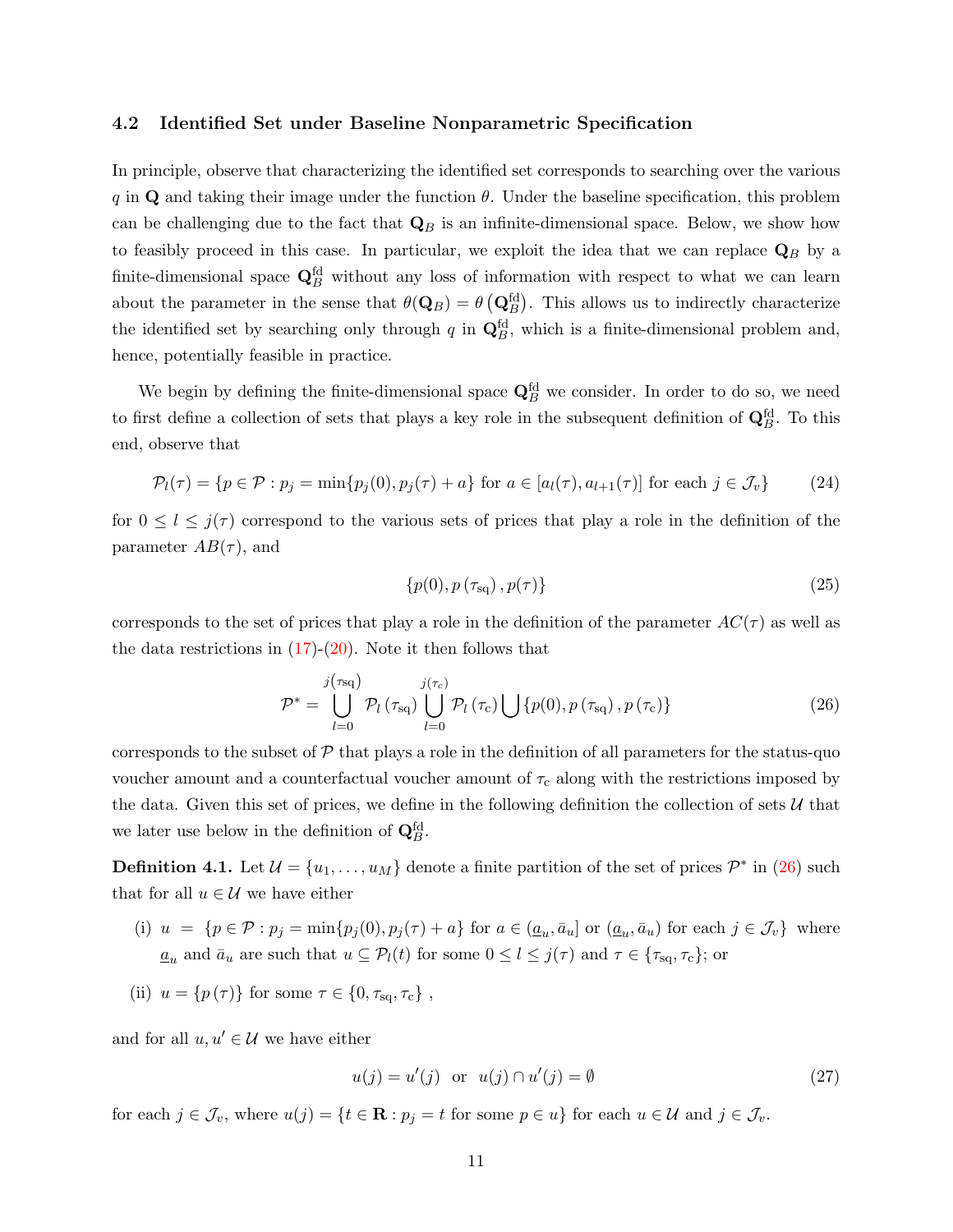### 4.2 Identified Set under Baseline Nonparametric Specification

In principle, observe that characterizing the identified set corresponds to searching over the various $q$ in $\mathbf{Q}$ and taking their image under the function $\theta$. Under the baseline specification, this problem can be challenging due to the fact that $\mathbf{Q}_B$ is an infinite-dimensional space. Below, we show how to feasibly proceed in this case. In particular, we exploit the idea that we can replace $\mathbf{Q}_B$ by a finite-dimensional space $\mathbf{Q}_B^{\text{fd}}$ without any loss of information with respect to what we can learn about the parameter in the sense that $\theta(\mathbf{Q}_B) = \theta\left(\mathbf{Q}_B^{\text{fd}}\right)$. This allows us to indirectly characterize the identified set by searching only through $q$ in $\mathbf{Q}_B^{\text{fd}}$, which is a finite-dimensional problem and, hence, potentially feasible in practice.

We begin by defining the finite-dimensional space $\mathbf{Q}_B^{\text{fd}}$ we consider. In order to do so, we need to first define a collection of sets that plays a key role in the subsequent definition of $\mathbf{Q}_B^{\text{fd}}$. To this end, observe that

$$\mathcal{P}_l(\tau) = \{p \in \mathcal{P} : p_j = \min\{p_j(0), p_j(\tau) + a\} \text{ for } a \in [a_l(\tau), a_{l+1}(\tau)] \text{ for each } j \in \mathcal{J}_v\} \tag{24}$$

for $0 \leq l \leq j(\tau)$ correspond to the various sets of prices that play a role in the definition of the parameter $AB(\tau)$, and

$$\{p(0), p\left(\tau_{\text{sq}}\right), p(\tau)\} \tag{25}$$

corresponds to the set of prices that play a role in the definition of the parameter $AC(\tau)$ as well as the data restrictions in (17)-(20). Note it then follows that

$$\mathcal{P}^* = \bigcup_{l=0}^{j(\tau_{\text{sq}})} \mathcal{P}_l\left(\tau_{\text{sq}}\right) \bigcup_{l=0}^{j(\tau_{\text{c}})} \mathcal{P}_l\left(\tau_{\text{c}}\right) \bigcup \{p(0), p\left(\tau_{\text{sq}}\right), p\left(\tau_{\text{c}}\right)\} \tag{26}$$

corresponds to the subset of $\mathcal{P}$ that plays a role in the definition of all parameters for the status-quo voucher amount and a counterfactual voucher amount of $\tau_{\text{c}}$ along with the restrictions imposed by the data. Given this set of prices, we define in the following definition the collection of sets $\mathcal{U}$ that we later use below in the definition of $\mathbf{Q}_B^{\text{fd}}$.

**Definition 4.1.** Let $\mathcal{U} = \{u_1, \ldots, u_M\}$ denote a finite partition of the set of prices $\mathcal{P}^*$ in (26) such that for all $u \in \mathcal{U}$ we have either

(i) $u = \{p \in \mathcal{P} : p_j = \min\{p_j(0), p_j(\tau) + a\} \text{ for } a \in (\underline{a}_u, \bar{a}_u] \text{ or } (\underline{a}_u, \bar{a}_u) \text{ for each } j \in \mathcal{J}_v\}$ where $\underline{a}_u$ and $\bar{a}_u$ are such that $u \subseteq \mathcal{P}_l(t)$ for some $0 \leq l \leq j(\tau)$ and $\tau \in \{\tau_{\text{sq}}, \tau_{\text{c}}\}$; or

(ii) $u = \{p\left(\tau\right)\}$ for some $\tau \in \{0, \tau_{\text{sq}}, \tau_{\text{c}}\}$ ,

and for all $u, u' \in \mathcal{U}$ we have either

$$u(j) = u'(j) \quad \text{or} \quad u(j) \cap u'(j) = \emptyset \tag{27}$$

for each $j \in \mathcal{J}_v$, where $u(j) = \{t \in \mathbf{R} : p_j = t \text{ for some } p \in u\}$ for each $u \in \mathcal{U}$ and $j \in \mathcal{J}_v$.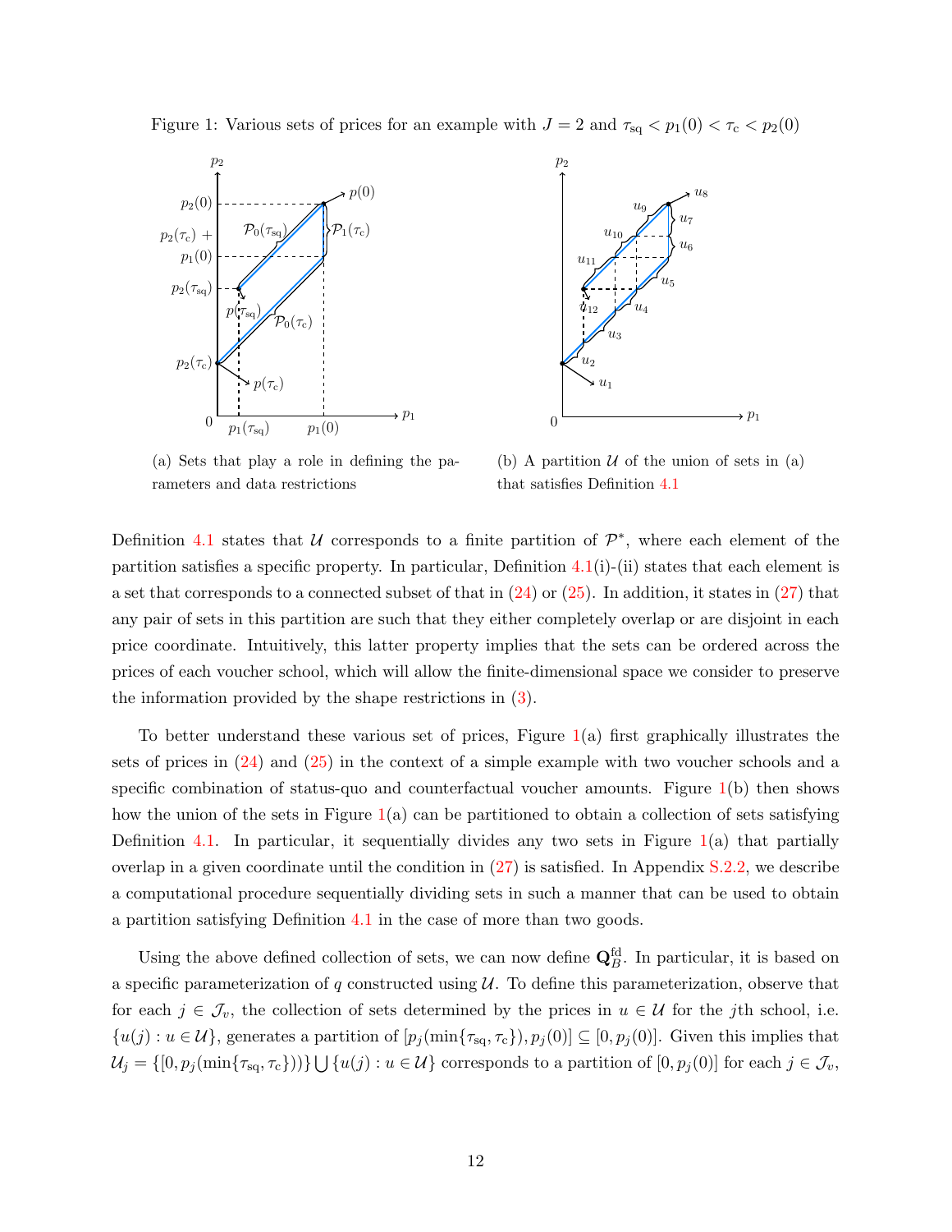Figure 1: Various sets of prices for an example with $J = 2$ and $\tau_{\text{sq}} < p_1(0) < \tau_{\text{c}} < p_2(0)$

(a) Sets that play a role in defining the parameters and data restrictions

(b) A partition $\mathcal{U}$ of the union of sets in (a) that satisfies Definition 4.1

Definition 4.1 states that $\mathcal{U}$ corresponds to a finite partition of $\mathcal{P}^*$, where each element of the partition satisfies a specific property. In particular, Definition 4.1(i)-(ii) states that each element is a set that corresponds to a connected subset of that in (24) or (25). In addition, it states in (27) that any pair of sets in this partition are such that they either completely overlap or are disjoint in each price coordinate. Intuitively, this latter property implies that the sets can be ordered across the prices of each voucher school, which will allow the finite-dimensional space we consider to preserve the information provided by the shape restrictions in (3).

To better understand these various set of prices, Figure 1(a) first graphically illustrates the sets of prices in (24) and (25) in the context of a simple example with two voucher schools and a specific combination of status-quo and counterfactual voucher amounts. Figure 1(b) then shows how the union of the sets in Figure 1(a) can be partitioned to obtain a collection of sets satisfying Definition 4.1. In particular, it sequentially divides any two sets in Figure 1(a) that partially overlap in a given coordinate until the condition in (27) is satisfied. In Appendix S.2.2, we describe a computational procedure sequentially dividing sets in such a manner that can be used to obtain a partition satisfying Definition 4.1 in the case of more than two goods.

Using the above defined collection of sets, we can now define $\mathbf{Q}_B^{\text{fd}}$. In particular, it is based on a specific parameterization of $q$ constructed using $\mathcal{U}$. To define this parameterization, observe that for each $j \in \mathcal{J}_v$, the collection of sets determined by the prices in $u \in \mathcal{U}$ for the $j$th school, i.e. $\{u(j) : u \in \mathcal{U}\}$, generates a partition of $[p_j(\min\{\tau_{\text{sq}}, \tau_{\text{c}}\}), p_j(0)] \subseteq [0, p_j(0)]$. Given this implies that $\mathcal{U}_j = \{[0, p_j(\min\{\tau_{\text{sq}}, \tau_{\text{c}}\}))\} \bigcup \{u(j) : u \in \mathcal{U}\}$ corresponds to a partition of $[0, p_j(0)]$ for each $j \in \mathcal{J}_v$,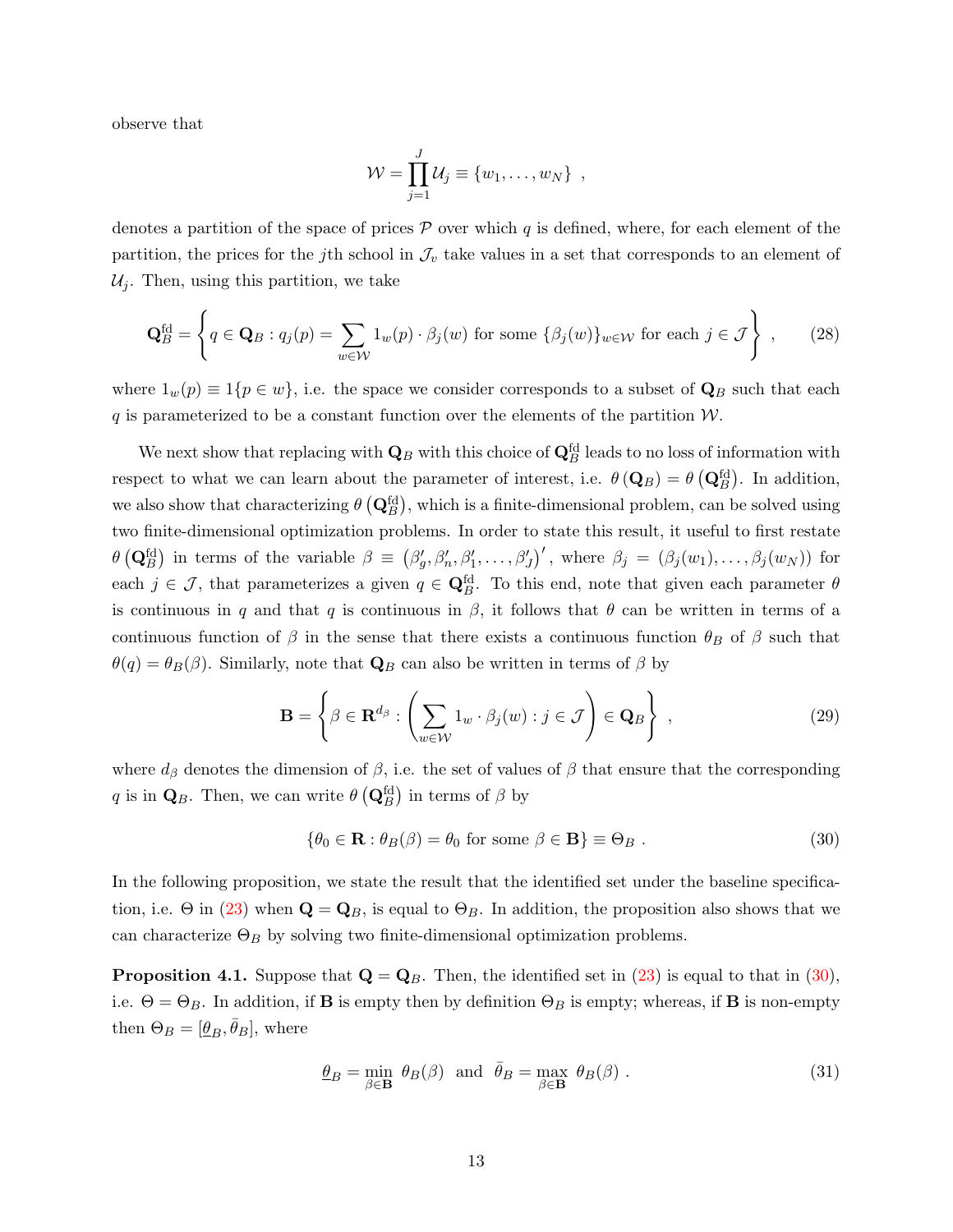observe that

$$\mathcal{W} = \prod_{j=1}^{J} \mathcal{U}_j \equiv \{w_1, \dots, w_N\} ~,$$

denotes a partition of the space of prices $\mathcal{P}$ over which $q$ is defined, where, for each element of the partition, the prices for the $j$th school in $\mathcal{J}_v$ take values in a set that corresponds to an element of $\mathcal{U}_j$. Then, using this partition, we take

$$\mathbf{Q}_B^{\text{fd}} = \left\{ q \in \mathbf{Q}_B : q_j(p) = \sum_{w \in \mathcal{W}} 1_w(p) \cdot \beta_j(w) \text{ for some } \{\beta_j(w)\}_{w \in \mathcal{W}} \text{ for each } j \in \mathcal{J} \right\} ~, \tag{28}$$

where $1_w(p) \equiv 1\{p \in w\}$, i.e. the space we consider corresponds to a subset of $\mathbf{Q}_B$ such that each $q$ is parameterized to be a constant function over the elements of the partition $\mathcal{W}$.

We next show that replacing with $\mathbf{Q}_B$ with this choice of $\mathbf{Q}_B^{\text{fd}}$ leads to no loss of information with respect to what we can learn about the parameter of interest, i.e. $\theta(\mathbf{Q}_B) = \theta(\mathbf{Q}_B^{\text{fd}})$. In addition, we also show that characterizing $\theta(\mathbf{Q}_B^{\text{fd}})$, which is a finite-dimensional problem, can be solved using two finite-dimensional optimization problems. In order to state this result, it useful to first restate $\theta(\mathbf{Q}_B^{\text{fd}})$ in terms of the variable $\beta \equiv (\beta_g', \beta_n', \beta_1', \dots, \beta_J')'$, where $\beta_j = (\beta_j(w_1), \dots, \beta_j(w_N))$ for each $j \in \mathcal{J}$, that parameterizes a given $q \in \mathbf{Q}_B^{\text{fd}}$. To this end, note that given each parameter $\theta$ is continuous in $q$ and that $q$ is continuous in $\beta$, it follows that $\theta$ can be written in terms of a continuous function of $\beta$ in the sense that there exists a continuous function $\theta_B$ of $\beta$ such that $\theta(q) = \theta_B(\beta)$. Similarly, note that $\mathbf{Q}_B$ can also be written in terms of $\beta$ by

$$\mathbf{B} = \left\{ \beta \in \mathbf{R}^{d_\beta} : \left( \sum_{w \in \mathcal{W}} 1_w \cdot \beta_j(w) : j \in \mathcal{J} \right) \in \mathbf{Q}_B \right\} ~, \tag{29}$$

where $d_\beta$ denotes the dimension of $\beta$, i.e. the set of values of $\beta$ that ensure that the corresponding $q$ is in $\mathbf{Q}_B$. Then, we can write $\theta(\mathbf{Q}_B^{\text{fd}})$ in terms of $\beta$ by

$$\{\theta_0 \in \mathbf{R} : \theta_B(\beta) = \theta_0 \text{ for some } \beta \in \mathbf{B}\} \equiv \Theta_B ~. \tag{30}$$

In the following proposition, we state the result that the identified set under the baseline specification, i.e. $\Theta$ in (23) when $\mathbf{Q} = \mathbf{Q}_B$, is equal to $\Theta_B$. In addition, the proposition also shows that we can characterize $\Theta_B$ by solving two finite-dimensional optimization problems.

**Proposition 4.1.** Suppose that $\mathbf{Q} = \mathbf{Q}_B$. Then, the identified set in (23) is equal to that in (30), i.e. $\Theta = \Theta_B$. In addition, if $\mathbf{B}$ is empty then by definition $\Theta_B$ is empty; whereas, if $\mathbf{B}$ is non-empty then $\Theta_B = [\underline{\theta}_B, \bar{\theta}_B]$, where

$$\underline{\theta}_B = \min_{\beta \in \mathbf{B}} ~ \theta_B(\beta) ~~\text{and}~~ \bar{\theta}_B = \max_{\beta \in \mathbf{B}} ~ \theta_B(\beta) ~. \tag{31}$$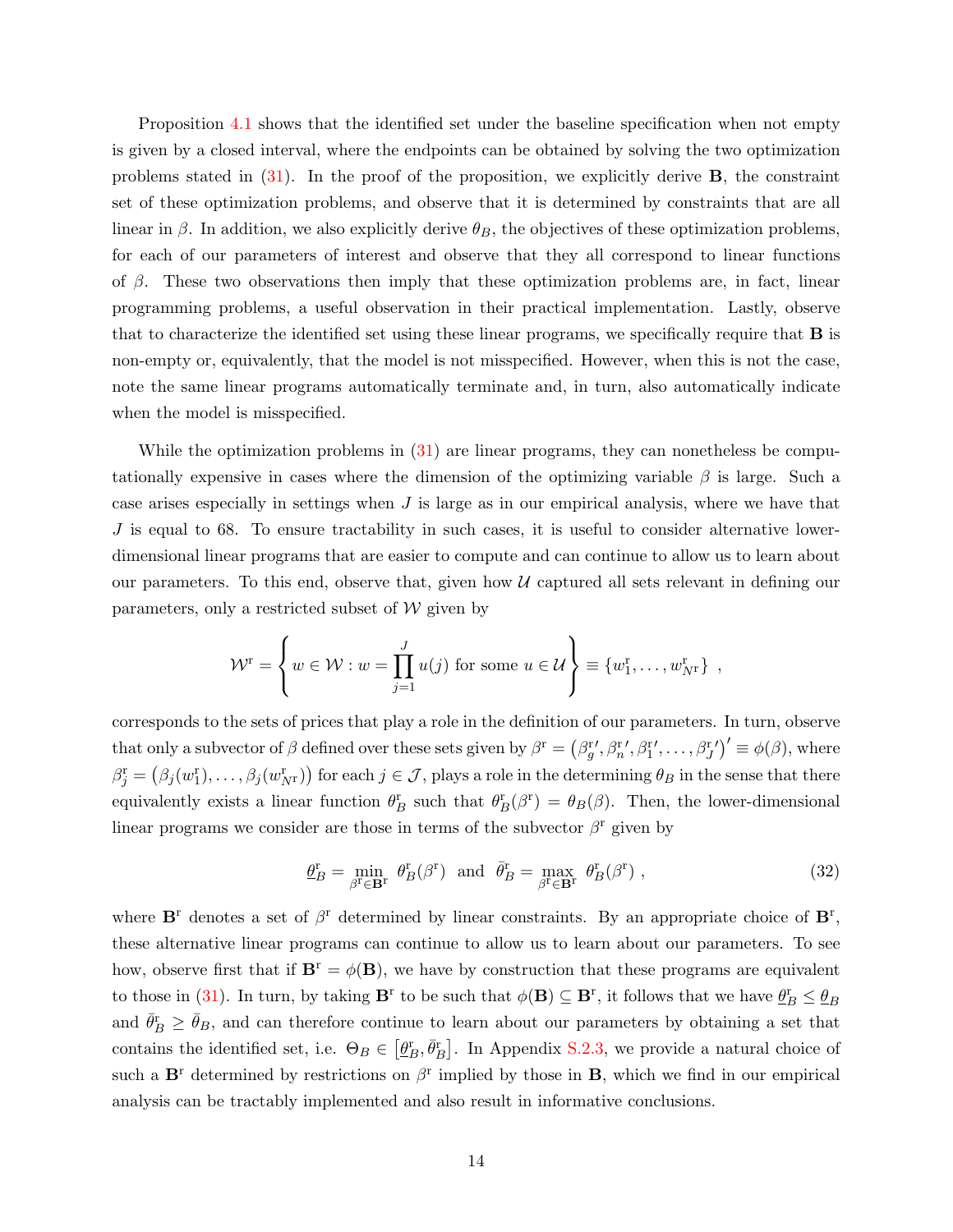Proposition 4.1 shows that the identified set under the baseline specification when not empty is given by a closed interval, where the endpoints can be obtained by solving the two optimization problems stated in (31). In the proof of the proposition, we explicitly derive $\mathbf{B}$, the constraint set of these optimization problems, and observe that it is determined by constraints that are all linear in $\beta$. In addition, we also explicitly derive $\theta_B$, the objectives of these optimization problems, for each of our parameters of interest and observe that they all correspond to linear functions of $\beta$. These two observations then imply that these optimization problems are, in fact, linear programming problems, a useful observation in their practical implementation. Lastly, observe that to characterize the identified set using these linear programs, we specifically require that $\mathbf{B}$ is non-empty or, equivalently, that the model is not misspecified. However, when this is not the case, note the same linear programs automatically terminate and, in turn, also automatically indicate when the model is misspecified.

While the optimization problems in (31) are linear programs, they can nonetheless be computationally expensive in cases where the dimension of the optimizing variable $\beta$ is large. Such a case arises especially in settings when $J$ is large as in our empirical analysis, where we have that $J$ is equal to 68. To ensure tractability in such cases, it is useful to consider alternative lower-dimensional linear programs that are easier to compute and can continue to allow us to learn about our parameters. To this end, observe that, given how $\mathcal{U}$ captured all sets relevant in defining our parameters, only a restricted subset of $\mathcal{W}$ given by

$$\mathcal{W}^{\mathrm{r}} = \left\{ w \in \mathcal{W} : w = \prod_{j=1}^{J} u(j) \text{ for some } u \in \mathcal{U} \right\} \equiv \{w_1^{\mathrm{r}}, \ldots, w_{N^{\mathrm{r}}}^{\mathrm{r}}\} \ ,$$

corresponds to the sets of prices that play a role in the definition of our parameters. In turn, observe that only a subvector of $\beta$ defined over these sets given by $\beta^{\mathrm{r}} = \left(\beta_g^{\mathrm{r}\prime}, \beta_n^{\mathrm{r}\prime}, \beta_1^{\mathrm{r}\prime}, \ldots, \beta_J^{\mathrm{r}\prime}\right)' \equiv \phi(\beta)$, where $\beta_j^{\mathrm{r}} = \left(\beta_j(w_1^{\mathrm{r}}), \ldots, \beta_j(w_{N^{\mathrm{r}}}^{\mathrm{r}})\right)$ for each $j \in \mathcal{J}$, plays a role in the determining $\theta_B$ in the sense that there equivalently exists a linear function $\theta_B^{\mathrm{r}}$ such that $\theta_B^{\mathrm{r}}(\beta^{\mathrm{r}}) = \theta_B(\beta)$. Then, the lower-dimensional linear programs we consider are those in terms of the subvector $\beta^{\mathrm{r}}$ given by

$$\underline{\theta}_B^{\mathrm{r}} = \min_{\beta^{\mathrm{r}} \in \mathbf{B}^{\mathrm{r}}} \ \theta_B^{\mathrm{r}}(\beta^{\mathrm{r}}) \ \text{ and } \ \bar{\theta}_B^{\mathrm{r}} = \max_{\beta^{\mathrm{r}} \in \mathbf{B}^{\mathrm{r}}} \ \theta_B^{\mathrm{r}}(\beta^{\mathrm{r}}) \ , \tag{32}$$

where $\mathbf{B}^{\mathrm{r}}$ denotes a set of $\beta^{\mathrm{r}}$ determined by linear constraints. By an appropriate choice of $\mathbf{B}^{\mathrm{r}}$, these alternative linear programs can continue to allow us to learn about our parameters. To see how, observe first that if $\mathbf{B}^{\mathrm{r}} = \phi(\mathbf{B})$, we have by construction that these programs are equivalent to those in (31). In turn, by taking $\mathbf{B}^{\mathrm{r}}$ to be such that $\phi(\mathbf{B}) \subseteq \mathbf{B}^{\mathrm{r}}$, it follows that we have $\underline{\theta}_B^{\mathrm{r}} \leq \underline{\theta}_B$ and $\bar{\theta}_B^{\mathrm{r}} \geq \bar{\theta}_B$, and can therefore continue to learn about our parameters by obtaining a set that contains the identified set, i.e. $\Theta_B \in \left[\underline{\theta}_B^{\mathrm{r}}, \bar{\theta}_B^{\mathrm{r}}\right]$. In Appendix S.2.3, we provide a natural choice of such a $\mathbf{B}^{\mathrm{r}}$ determined by restrictions on $\beta^{\mathrm{r}}$ implied by those in $\mathbf{B}$, which we find in our empirical analysis can be tractably implemented and also result in informative conclusions.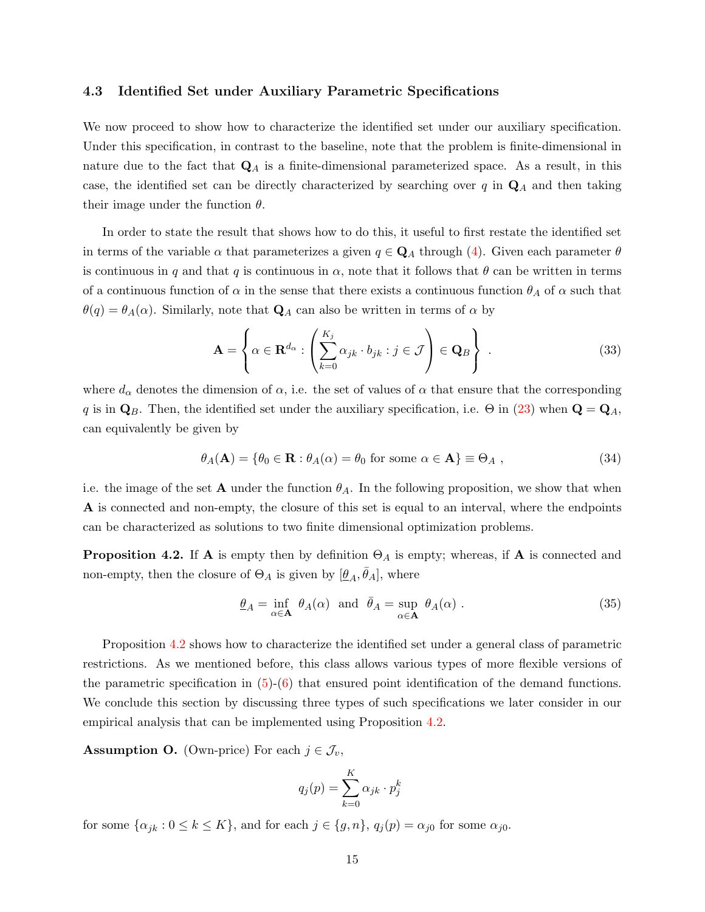### 4.3 Identified Set under Auxiliary Parametric Specifications

We now proceed to show how to characterize the identified set under our auxiliary specification. Under this specification, in contrast to the baseline, note that the problem is finite-dimensional in nature due to the fact that $\mathbf{Q}_A$ is a finite-dimensional parameterized space. As a result, in this case, the identified set can be directly characterized by searching over $q$ in $\mathbf{Q}_A$ and then taking their image under the function $\theta$.

In order to state the result that shows how to do this, it useful to first restate the identified set in terms of the variable $\alpha$ that parameterizes a given $q \in \mathbf{Q}_A$ through (4). Given each parameter $\theta$ is continuous in $q$ and that $q$ is continuous in $\alpha$, note that it follows that $\theta$ can be written in terms of a continuous function of $\alpha$ in the sense that there exists a continuous function $\theta_A$ of $\alpha$ such that $\theta(q) = \theta_A(\alpha)$. Similarly, note that $\mathbf{Q}_A$ can also be written in terms of $\alpha$ by

$$\mathbf{A} = \left\{ \alpha \in \mathbf{R}^{d_\alpha} : \left( \sum_{k=0}^{K_j} \alpha_{jk} \cdot b_{jk} : j \in \mathcal{J} \right) \in \mathbf{Q}_B \right\} \ . \tag{33}$$

where $d_\alpha$ denotes the dimension of $\alpha$, i.e. the set of values of $\alpha$ that ensure that the corresponding $q$ is in $\mathbf{Q}_B$. Then, the identified set under the auxiliary specification, i.e. $\Theta$ in (23) when $\mathbf{Q} = \mathbf{Q}_A$, can equivalently be given by

$$\theta_A(\mathbf{A}) = \{\theta_0 \in \mathbf{R} : \theta_A(\alpha) = \theta_0 \text{ for some } \alpha \in \mathbf{A}\} \equiv \Theta_A \ , \tag{34}$$

i.e. the image of the set $\mathbf{A}$ under the function $\theta_A$. In the following proposition, we show that when $\mathbf{A}$ is connected and non-empty, the closure of this set is equal to an interval, where the endpoints can be characterized as solutions to two finite dimensional optimization problems.

**Proposition 4.2.** If $\mathbf{A}$ is empty then by definition $\Theta_A$ is empty; whereas, if $\mathbf{A}$ is connected and non-empty, then the closure of $\Theta_A$ is given by $[\underline{\theta}_A, \bar{\theta}_A]$, where

$$\underline{\theta}_A = \inf_{\alpha \in \mathbf{A}} \ \theta_A(\alpha) \ \text{ and } \ \bar{\theta}_A = \sup_{\alpha \in \mathbf{A}} \ \theta_A(\alpha) \ . \tag{35}$$

Proposition 4.2 shows how to characterize the identified set under a general class of parametric restrictions. As we mentioned before, this class allows various types of more flexible versions of the parametric specification in (5)-(6) that ensured point identification of the demand functions. We conclude this section by discussing three types of such specifications we later consider in our empirical analysis that can be implemented using Proposition 4.2.

**Assumption O.** (Own-price) For each $j \in \mathcal{J}_v$,

$$q_j(p) = \sum_{k=0}^{K} \alpha_{jk} \cdot p_j^k$$

for some $\{\alpha_{jk} : 0 \le k \le K\}$, and for each $j \in \{g, n\}$, $q_j(p) = \alpha_{j0}$ for some $\alpha_{j0}$.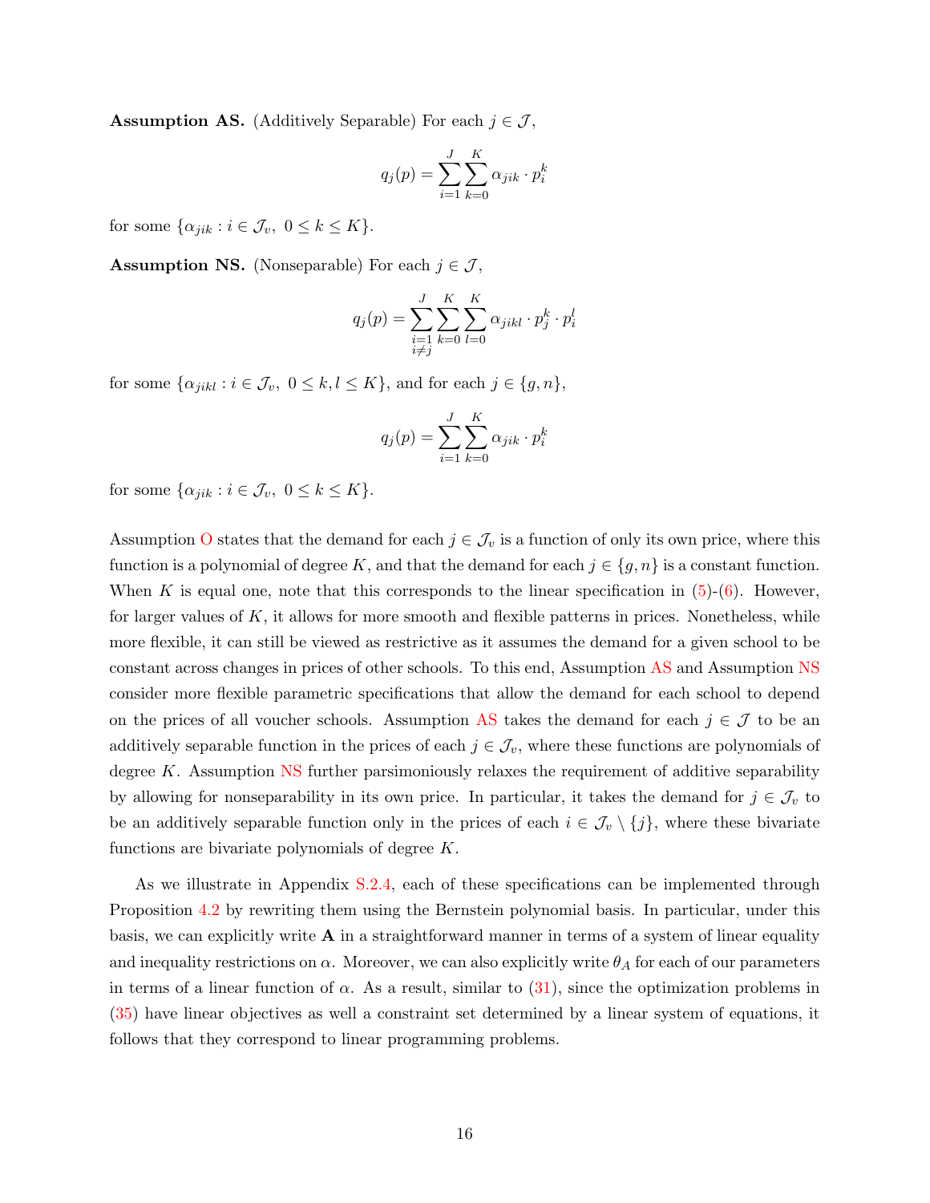**Assumption AS.** (Additively Separable) For each $j \in \mathcal{J}$,

$$q_j(p) = \sum_{i=1}^{J} \sum_{k=0}^{K} \alpha_{jik} \cdot p_i^k$$

for some $\{\alpha_{jik} : i \in \mathcal{J}_v,\ 0 \le k \le K\}$.

**Assumption NS.** (Nonseparable) For each $j \in \mathcal{J}$,

$$q_j(p) = \sum_{\substack{i=1 \\ i \neq j}}^{J} \sum_{k=0}^{K} \sum_{l=0}^{K} \alpha_{jikl} \cdot p_j^k \cdot p_i^l$$

for some $\{\alpha_{jikl} : i \in \mathcal{J}_v,\ 0 \le k, l \le K\}$, and for each $j \in \{g, n\}$,

$$q_j(p) = \sum_{i=1}^{J} \sum_{k=0}^{K} \alpha_{jik} \cdot p_i^k$$

for some $\{\alpha_{jik} : i \in \mathcal{J}_v,\ 0 \le k \le K\}$.

Assumption O states that the demand for each $j \in \mathcal{J}_v$ is a function of only its own price, where this function is a polynomial of degree $K$, and that the demand for each $j \in \{g, n\}$ is a constant function. When $K$ is equal one, note that this corresponds to the linear specification in (5)-(6). However, for larger values of $K$, it allows for more smooth and flexible patterns in prices. Nonetheless, while more flexible, it can still be viewed as restrictive as it assumes the demand for a given school to be constant across changes in prices of other schools. To this end, Assumption AS and Assumption NS consider more flexible parametric specifications that allow the demand for each school to depend on the prices of all voucher schools. Assumption AS takes the demand for each $j \in \mathcal{J}$ to be an additively separable function in the prices of each $j \in \mathcal{J}_v$, where these functions are polynomials of degree $K$. Assumption NS further parsimoniously relaxes the requirement of additive separability by allowing for nonseparability in its own price. In particular, it takes the demand for $j \in \mathcal{J}_v$ to be an additively separable function only in the prices of each $i \in \mathcal{J}_v \setminus \{j\}$, where these bivariate functions are bivariate polynomials of degree $K$.

As we illustrate in Appendix S.2.4, each of these specifications can be implemented through Proposition 4.2 by rewriting them using the Bernstein polynomial basis. In particular, under this basis, we can explicitly write $\mathbf{A}$ in a straightforward manner in terms of a system of linear equality and inequality restrictions on $\alpha$. Moreover, we can also explicitly write $\theta_A$ for each of our parameters in terms of a linear function of $\alpha$. As a result, similar to (31), since the optimization problems in (35) have linear objectives as well a constraint set determined by a linear system of equations, it follows that they correspond to linear programming problems.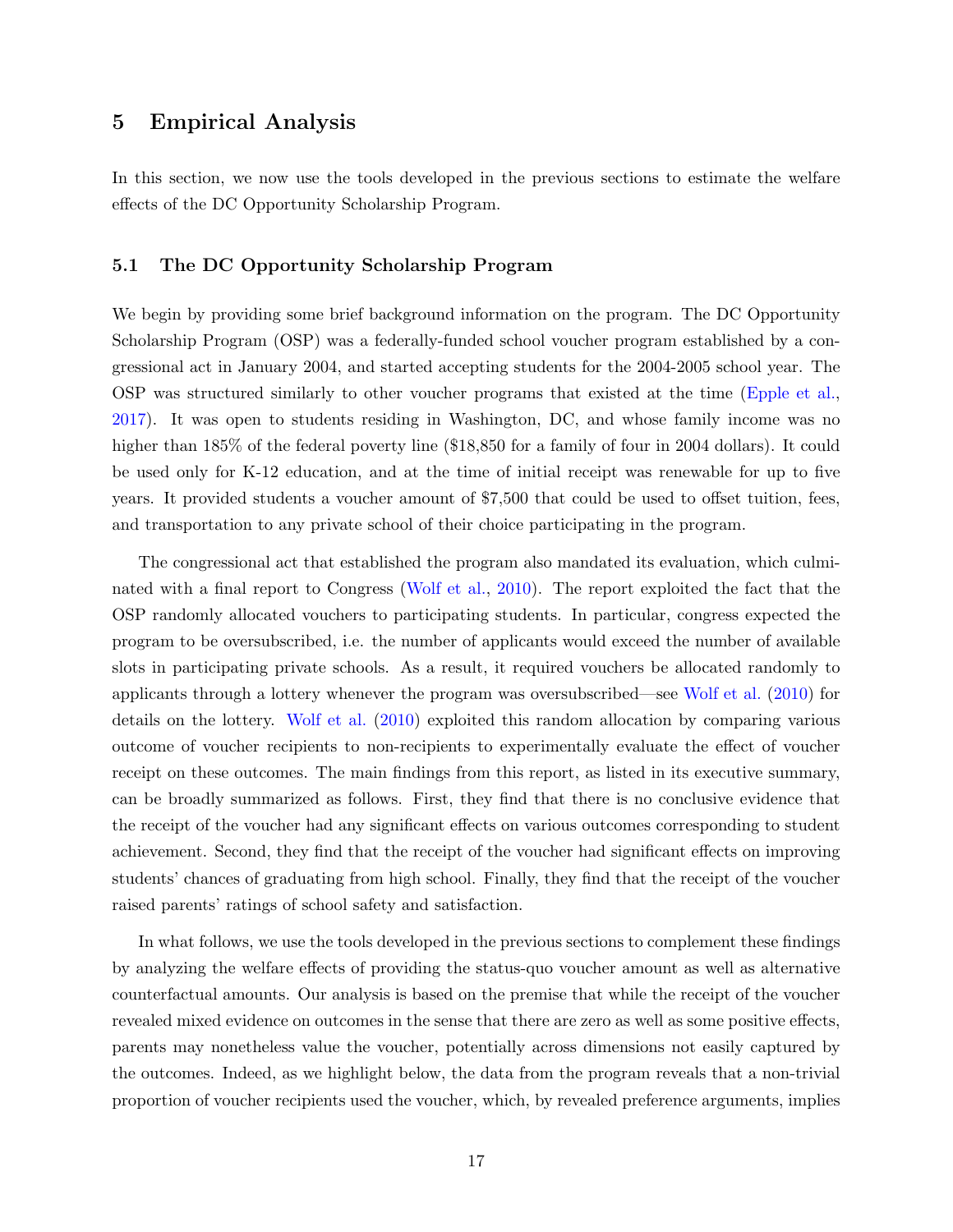# 5 Empirical Analysis

In this section, we now use the tools developed in the previous sections to estimate the welfare effects of the DC Opportunity Scholarship Program.

## 5.1 The DC Opportunity Scholarship Program

We begin by providing some brief background information on the program. The DC Opportunity Scholarship Program (OSP) was a federally-funded school voucher program established by a congressional act in January 2004, and started accepting students for the 2004-2005 school year. The OSP was structured similarly to other voucher programs that existed at the time (Epple et al., 2017). It was open to students residing in Washington, DC, and whose family income was no higher than 185% of the federal poverty line ($18,850 for a family of four in 2004 dollars). It could be used only for K-12 education, and at the time of initial receipt was renewable for up to five years. It provided students a voucher amount of $7,500 that could be used to offset tuition, fees, and transportation to any private school of their choice participating in the program.

The congressional act that established the program also mandated its evaluation, which culminated with a final report to Congress (Wolf et al., 2010). The report exploited the fact that the OSP randomly allocated vouchers to participating students. In particular, congress expected the program to be oversubscribed, i.e. the number of applicants would exceed the number of available slots in participating private schools. As a result, it required vouchers be allocated randomly to applicants through a lottery whenever the program was oversubscribed—see Wolf et al. (2010) for details on the lottery. Wolf et al. (2010) exploited this random allocation by comparing various outcome of voucher recipients to non-recipients to experimentally evaluate the effect of voucher receipt on these outcomes. The main findings from this report, as listed in its executive summary, can be broadly summarized as follows. First, they find that there is no conclusive evidence that the receipt of the voucher had any significant effects on various outcomes corresponding to student achievement. Second, they find that the receipt of the voucher had significant effects on improving students' chances of graduating from high school. Finally, they find that the receipt of the voucher raised parents' ratings of school safety and satisfaction.

In what follows, we use the tools developed in the previous sections to complement these findings by analyzing the welfare effects of providing the status-quo voucher amount as well as alternative counterfactual amounts. Our analysis is based on the premise that while the receipt of the voucher revealed mixed evidence on outcomes in the sense that there are zero as well as some positive effects, parents may nonetheless value the voucher, potentially across dimensions not easily captured by the outcomes. Indeed, as we highlight below, the data from the program reveals that a non-trivial proportion of voucher recipients used the voucher, which, by revealed preference arguments, implies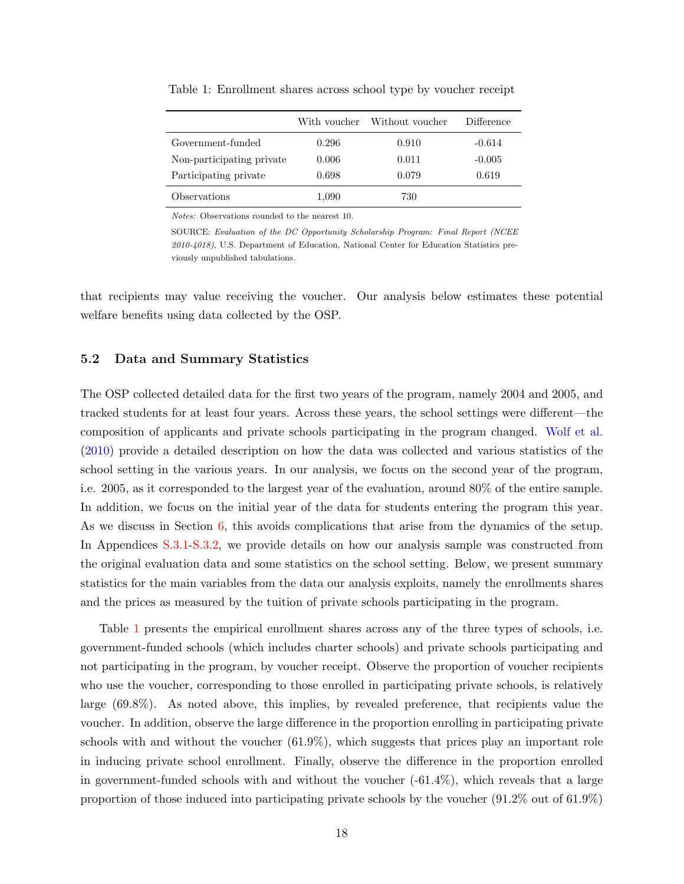Table 1: Enrollment shares across school type by voucher receipt

| | With voucher | Without voucher | Difference |
|---|---|---|---|
| Government-funded | 0.296 | 0.910 | -0.614 |
| Non-participating private | 0.006 | 0.011 | -0.005 |
| Participating private | 0.698 | 0.079 | 0.619 |
| Observations | 1,090 | 730 | |

*Notes:* Observations rounded to the nearest 10.

SOURCE: *Evaluation of the DC Opportunity Scholarship Program: Final Report (NCEE 2010-4018)*, U.S. Department of Education, National Center for Education Statistics previously unpublished tabulations.

that recipients may value receiving the voucher. Our analysis below estimates these potential welfare benefits using data collected by the OSP.

### 5.2 Data and Summary Statistics

The OSP collected detailed data for the first two years of the program, namely 2004 and 2005, and tracked students for at least four years. Across these years, the school settings were different—the composition of applicants and private schools participating in the program changed. Wolf et al. (2010) provide a detailed description on how the data was collected and various statistics of the school setting in the various years. In our analysis, we focus on the second year of the program, i.e. 2005, as it corresponded to the largest year of the evaluation, around 80% of the entire sample. In addition, we focus on the initial year of the data for students entering the program this year. As we discuss in Section 6, this avoids complications that arise from the dynamics of the setup. In Appendices S.3.1-S.3.2, we provide details on how our analysis sample was constructed from the original evaluation data and some statistics on the school setting. Below, we present summary statistics for the main variables from the data our analysis exploits, namely the enrollments shares and the prices as measured by the tuition of private schools participating in the program.

Table 1 presents the empirical enrollment shares across any of the three types of schools, i.e. government-funded schools (which includes charter schools) and private schools participating and not participating in the program, by voucher receipt. Observe the proportion of voucher recipients who use the voucher, corresponding to those enrolled in participating private schools, is relatively large (69.8%). As noted above, this implies, by revealed preference, that recipients value the voucher. In addition, observe the large difference in the proportion enrolling in participating private schools with and without the voucher (61.9%), which suggests that prices play an important role in inducing private school enrollment. Finally, observe the difference in the proportion enrolled in government-funded schools with and without the voucher (-61.4%), which reveals that a large proportion of those induced into participating private schools by the voucher (91.2% out of 61.9%)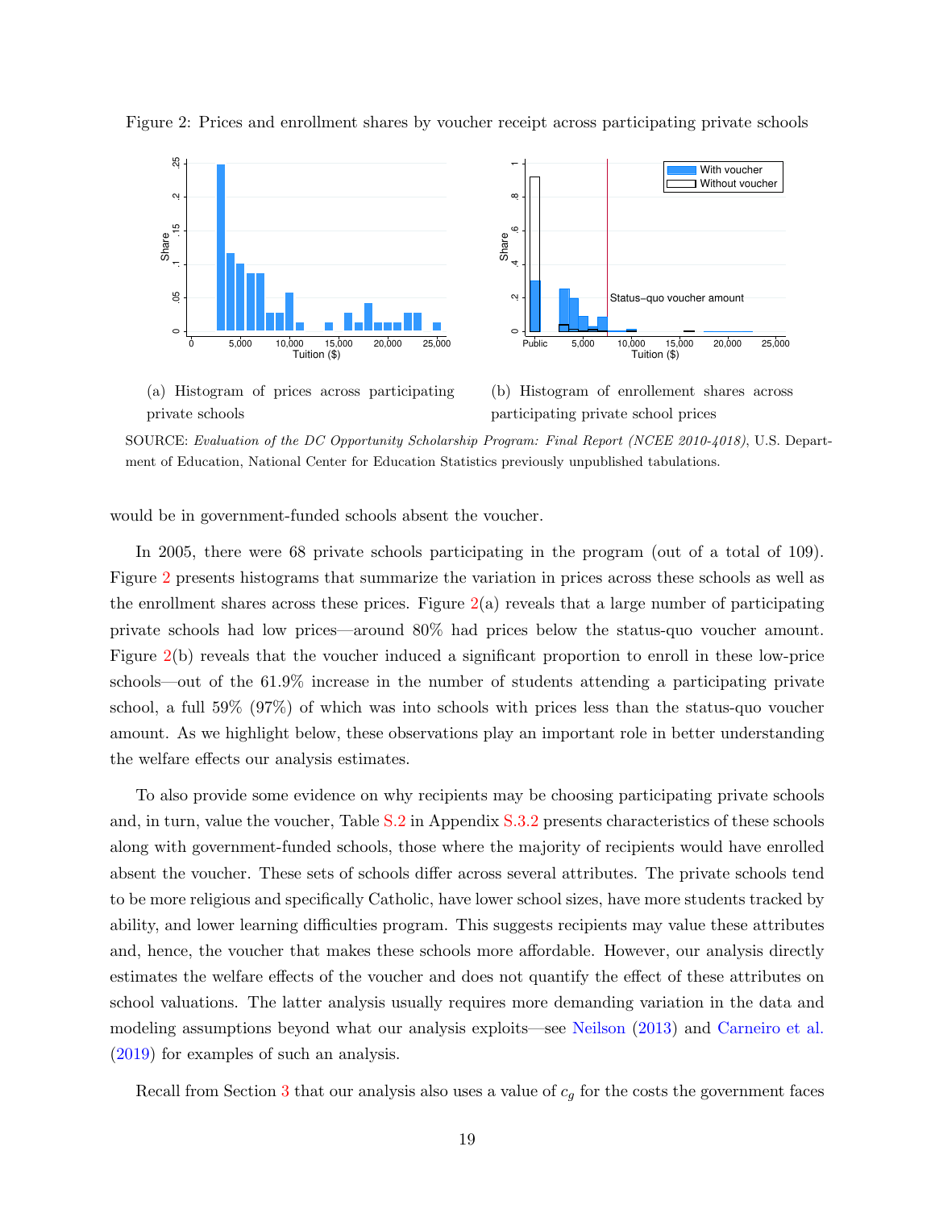Figure 2: Prices and enrollment shares by voucher receipt across participating private schools

(a) Histogram of prices across participating private schools

(b) Histogram of enrollement shares across participating private school prices

SOURCE: *Evaluation of the DC Opportunity Scholarship Program: Final Report (NCEE 2010-4018)*, U.S. Department of Education, National Center for Education Statistics previously unpublished tabulations.

would be in government-funded schools absent the voucher.

In 2005, there were 68 private schools participating in the program (out of a total of 109). Figure 2 presents histograms that summarize the variation in prices across these schools as well as the enrollment shares across these prices. Figure 2(a) reveals that a large number of participating private schools had low prices—around 80% had prices below the status-quo voucher amount. Figure 2(b) reveals that the voucher induced a significant proportion to enroll in these low-price schools—out of the 61.9% increase in the number of students attending a participating private school, a full 59% (97%) of which was into schools with prices less than the status-quo voucher amount. As we highlight below, these observations play an important role in better understanding the welfare effects our analysis estimates.

To also provide some evidence on why recipients may be choosing participating private schools and, in turn, value the voucher, Table S.2 in Appendix S.3.2 presents characteristics of these schools along with government-funded schools, those where the majority of recipients would have enrolled absent the voucher. These sets of schools differ across several attributes. The private schools tend to be more religious and specifically Catholic, have lower school sizes, have more students tracked by ability, and lower learning difficulties program. This suggests recipients may value these attributes and, hence, the voucher that makes these schools more affordable. However, our analysis directly estimates the welfare effects of the voucher and does not quantify the effect of these attributes on school valuations. The latter analysis usually requires more demanding variation in the data and modeling assumptions beyond what our analysis exploits—see Neilson (2013) and Carneiro et al. (2019) for examples of such an analysis.

Recall from Section 3 that our analysis also uses a value of $c_g$ for the costs the government faces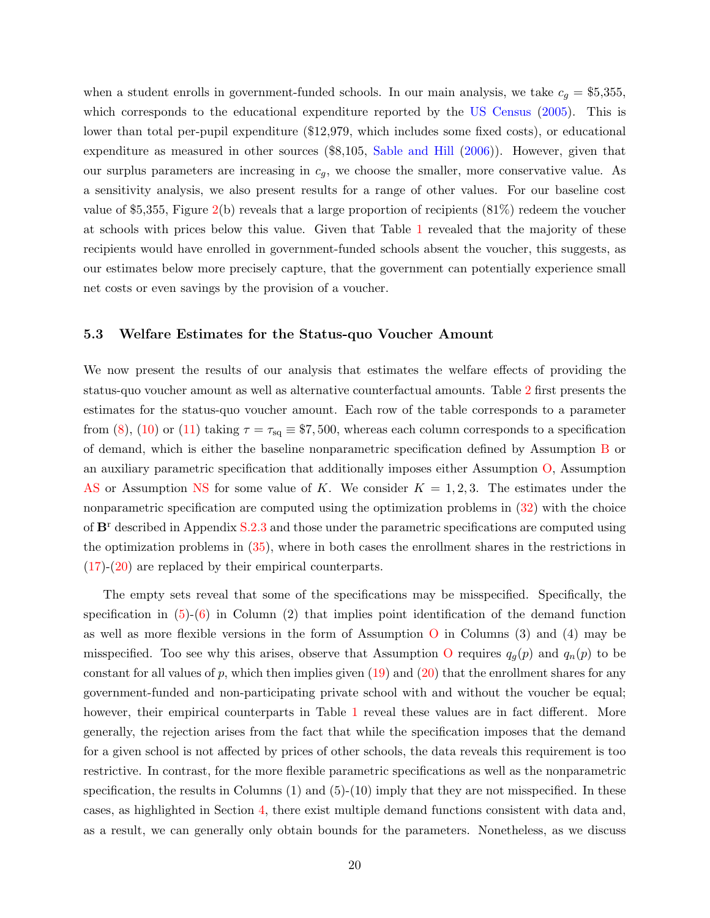when a student enrolls in government-funded schools. In our main analysis, we take $c_g = \$5{,}355$, which corresponds to the educational expenditure reported by the US Census (2005). This is lower than total per-pupil expenditure ($12,979, which includes some fixed costs), or educational expenditure as measured in other sources ($8,105, Sable and Hill (2006)). However, given that our surplus parameters are increasing in $c_g$, we choose the smaller, more conservative value. As a sensitivity analysis, we also present results for a range of other values. For our baseline cost value of $5,355, Figure 2(b) reveals that a large proportion of recipients (81%) redeem the voucher at schools with prices below this value. Given that Table 1 revealed that the majority of these recipients would have enrolled in government-funded schools absent the voucher, this suggests, as our estimates below more precisely capture, that the government can potentially experience small net costs or even savings by the provision of a voucher.

### 5.3 Welfare Estimates for the Status-quo Voucher Amount

We now present the results of our analysis that estimates the welfare effects of providing the status-quo voucher amount as well as alternative counterfactual amounts. Table 2 first presents the estimates for the status-quo voucher amount. Each row of the table corresponds to a parameter from (8), (10) or (11) taking $\tau = \tau_{\text{sq}} \equiv \$7,500$, whereas each column corresponds to a specification of demand, which is either the baseline nonparametric specification defined by Assumption B or an auxiliary parametric specification that additionally imposes either Assumption O, Assumption AS or Assumption NS for some value of $K$. We consider $K = 1, 2, 3$. The estimates under the nonparametric specification are computed using the optimization problems in (32) with the choice of $\mathbf{B}^{\text{r}}$ described in Appendix S.2.3 and those under the parametric specifications are computed using the optimization problems in (35), where in both cases the enrollment shares in the restrictions in (17)-(20) are replaced by their empirical counterparts.

The empty sets reveal that some of the specifications may be misspecified. Specifically, the specification in (5)-(6) in Column (2) that implies point identification of the demand function as well as more flexible versions in the form of Assumption O in Columns (3) and (4) may be misspecified. Too see why this arises, observe that Assumption O requires $q_g(p)$ and $q_n(p)$ to be constant for all values of $p$, which then implies given (19) and (20) that the enrollment shares for any government-funded and non-participating private school with and without the voucher be equal; however, their empirical counterparts in Table 1 reveal these values are in fact different. More generally, the rejection arises from the fact that while the specification imposes that the demand for a given school is not affected by prices of other schools, the data reveals this requirement is too restrictive. In contrast, for the more flexible parametric specifications as well as the nonparametric specification, the results in Columns (1) and (5)-(10) imply that they are not misspecified. In these cases, as highlighted in Section 4, there exist multiple demand functions consistent with data and, as a result, we can generally only obtain bounds for the parameters. Nonetheless, as we discuss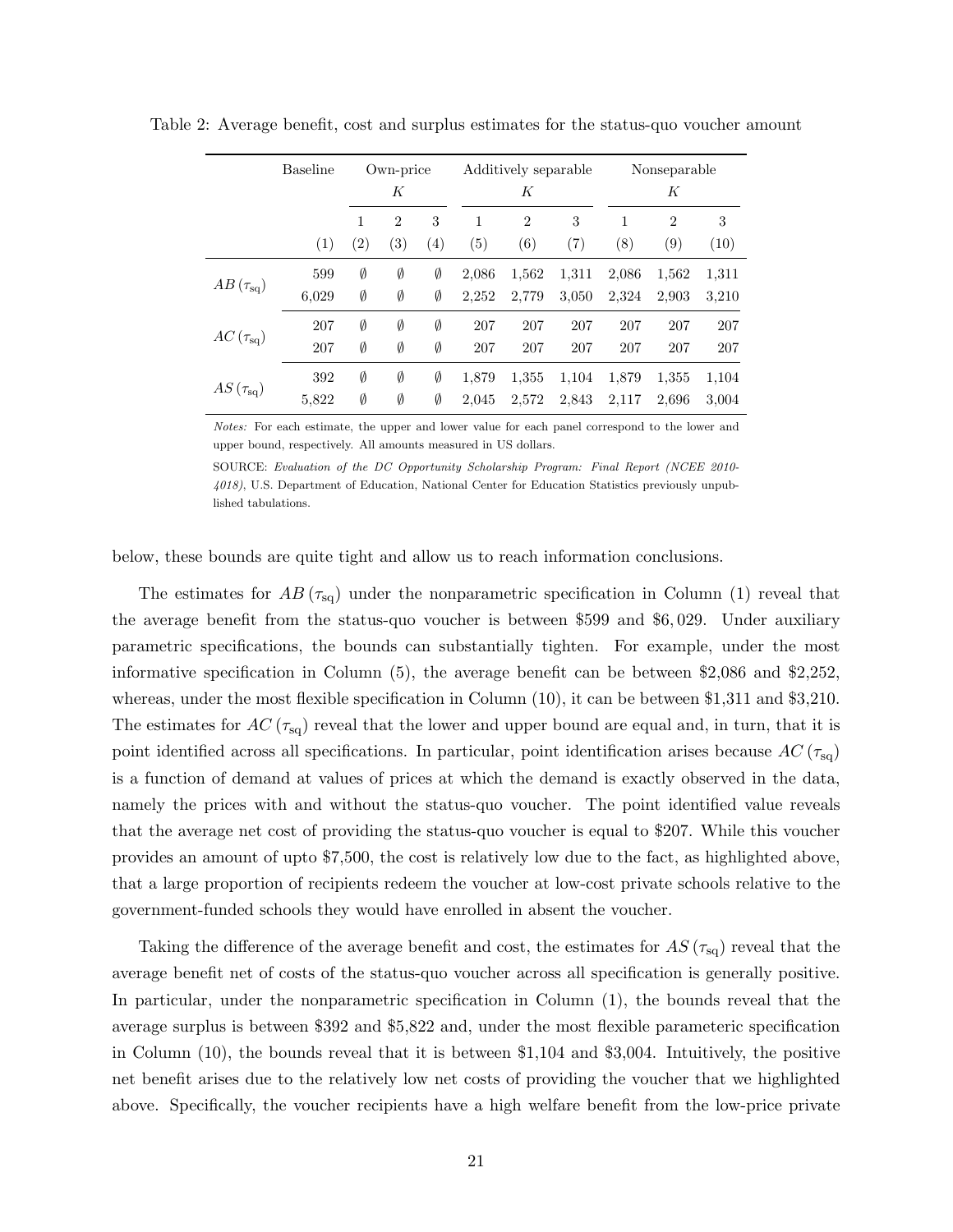Table 2: Average benefit, cost and surplus estimates for the status-quo voucher amount

| | Baseline | Own-price $K$ | | | Additively separable $K$ | | | Nonseparable $K$ | | |
|---|---|---|---|---|---|---|---|---|---|---|
| | | 1 | 2 | 3 | 1 | 2 | 3 | 1 | 2 | 3 |
| | (1) | (2) | (3) | (4) | (5) | (6) | (7) | (8) | (9) | (10) |
| $AB(\tau_{\text{sq}})$ | 599 | $\emptyset$ | $\emptyset$ | $\emptyset$ | 2,086 | 1,562 | 1,311 | 2,086 | 1,562 | 1,311 |
| | 6,029 | $\emptyset$ | $\emptyset$ | $\emptyset$ | 2,252 | 2,779 | 3,050 | 2,324 | 2,903 | 3,210 |
| $AC(\tau_{\text{sq}})$ | 207 | $\emptyset$ | $\emptyset$ | $\emptyset$ | 207 | 207 | 207 | 207 | 207 | 207 |
| | 207 | $\emptyset$ | $\emptyset$ | $\emptyset$ | 207 | 207 | 207 | 207 | 207 | 207 |
| $AS(\tau_{\text{sq}})$ | 392 | $\emptyset$ | $\emptyset$ | $\emptyset$ | 1,879 | 1,355 | 1,104 | 1,879 | 1,355 | 1,104 |
| | 5,822 | $\emptyset$ | $\emptyset$ | $\emptyset$ | 2,045 | 2,572 | 2,843 | 2,117 | 2,696 | 3,004 |

*Notes:* For each estimate, the upper and lower value for each panel correspond to the lower and upper bound, respectively. All amounts measured in US dollars.

SOURCE: *Evaluation of the DC Opportunity Scholarship Program: Final Report (NCEE 2010-4018)*, U.S. Department of Education, National Center for Education Statistics previously unpublished tabulations.

below, these bounds are quite tight and allow us to reach information conclusions.

The estimates for $AB(\tau_{\text{sq}})$ under the nonparametric specification in Column (1) reveal that the average benefit from the status-quo voucher is between \$599 and \$6,029. Under auxiliary parametric specifications, the bounds can substantially tighten. For example, under the most informative specification in Column (5), the average benefit can be between \$2,086 and \$2,252, whereas, under the most flexible specification in Column (10), it can be between \$1,311 and \$3,210. The estimates for $AC(\tau_{\text{sq}})$ reveal that the lower and upper bound are equal and, in turn, that it is point identified across all specifications. In particular, point identification arises because $AC(\tau_{\text{sq}})$ is a function of demand at values of prices at which the demand is exactly observed in the data, namely the prices with and without the status-quo voucher. The point identified value reveals that the average net cost of providing the status-quo voucher is equal to \$207. While this voucher provides an amount of upto \$7,500, the cost is relatively low due to the fact, as highlighted above, that a large proportion of recipients redeem the voucher at low-cost private schools relative to the government-funded schools they would have enrolled in absent the voucher.

Taking the difference of the average benefit and cost, the estimates for $AS(\tau_{\text{sq}})$ reveal that the average benefit net of costs of the status-quo voucher across all specification is generally positive. In particular, under the nonparametric specification in Column (1), the bounds reveal that the average surplus is between \$392 and \$5,822 and, under the most flexible parameteric specification in Column (10), the bounds reveal that it is between \$1,104 and \$3,004. Intuitively, the positive net benefit arises due to the relatively low net costs of providing the voucher that we highlighted above. Specifically, the voucher recipients have a high welfare benefit from the low-price private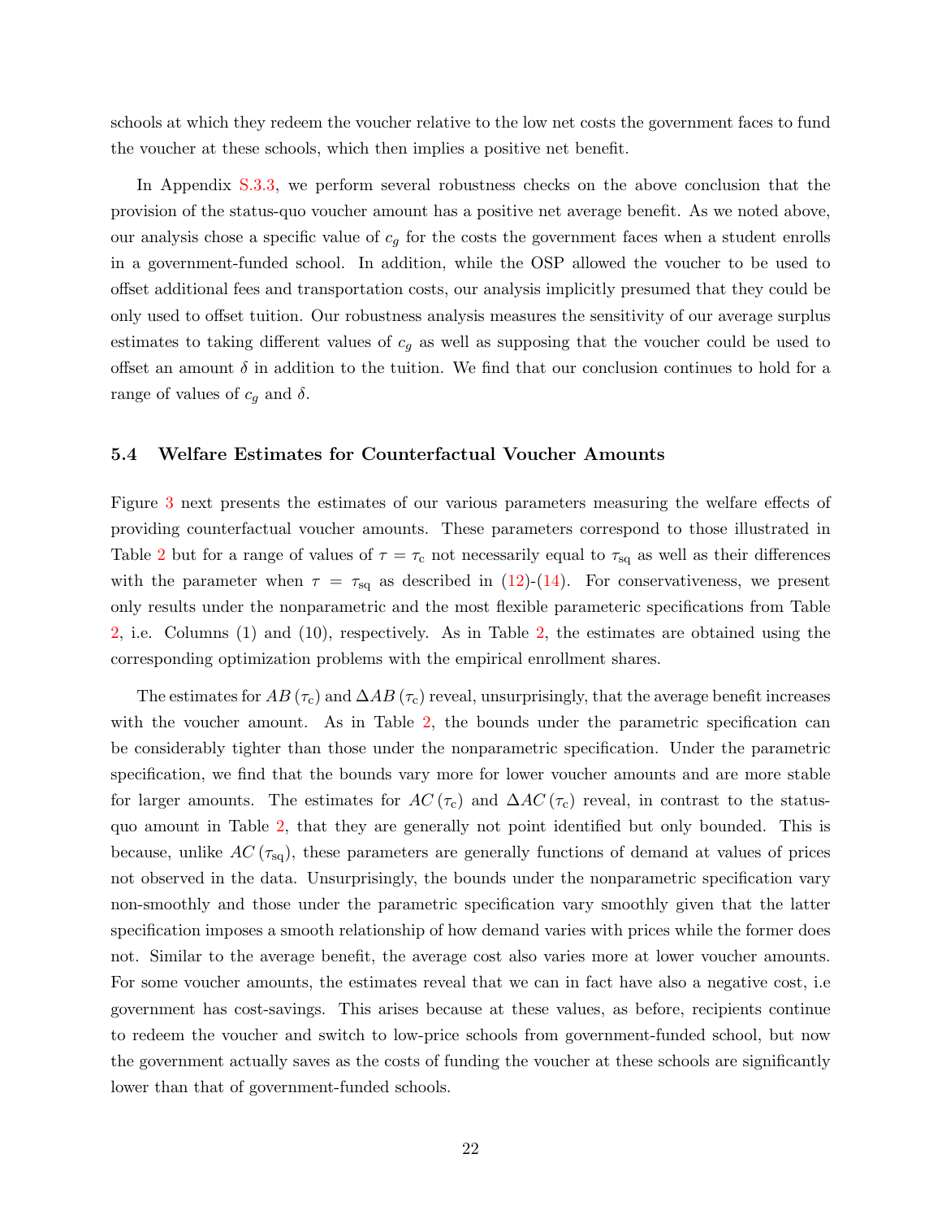schools at which they redeem the voucher relative to the low net costs the government faces to fund the voucher at these schools, which then implies a positive net benefit.

In Appendix S.3.3, we perform several robustness checks on the above conclusion that the provision of the status-quo voucher amount has a positive net average benefit. As we noted above, our analysis chose a specific value of $c_g$ for the costs the government faces when a student enrolls in a government-funded school. In addition, while the OSP allowed the voucher to be used to offset additional fees and transportation costs, our analysis implicitly presumed that they could be only used to offset tuition. Our robustness analysis measures the sensitivity of our average surplus estimates to taking different values of $c_g$ as well as supposing that the voucher could be used to offset an amount $\delta$ in addition to the tuition. We find that our conclusion continues to hold for a range of values of $c_g$ and $\delta$.

## 5.4 Welfare Estimates for Counterfactual Voucher Amounts

Figure 3 next presents the estimates of our various parameters measuring the welfare effects of providing counterfactual voucher amounts. These parameters correspond to those illustrated in Table 2 but for a range of values of $\tau = \tau_{\text{c}}$ not necessarily equal to $\tau_{\text{sq}}$ as well as their differences with the parameter when $\tau = \tau_{\text{sq}}$ as described in (12)-(14). For conservativeness, we present only results under the nonparametric and the most flexible parameteric specifications from Table 2, i.e. Columns (1) and (10), respectively. As in Table 2, the estimates are obtained using the corresponding optimization problems with the empirical enrollment shares.

The estimates for $AB\left(\tau_{\text{c}}\right)$ and $\Delta AB\left(\tau_{\text{c}}\right)$ reveal, unsurprisingly, that the average benefit increases with the voucher amount. As in Table 2, the bounds under the parametric specification can be considerably tighter than those under the nonparametric specification. Under the parametric specification, we find that the bounds vary more for lower voucher amounts and are more stable for larger amounts. The estimates for $AC\left(\tau_{\text{c}}\right)$ and $\Delta AC\left(\tau_{\text{c}}\right)$ reveal, in contrast to the status-quo amount in Table 2, that they are generally not point identified but only bounded. This is because, unlike $AC\left(\tau_{\text{sq}}\right)$, these parameters are generally functions of demand at values of prices not observed in the data. Unsurprisingly, the bounds under the nonparametric specification vary non-smoothly and those under the parametric specification vary smoothly given that the latter specification imposes a smooth relationship of how demand varies with prices while the former does not. Similar to the average benefit, the average cost also varies more at lower voucher amounts. For some voucher amounts, the estimates reveal that we can in fact have also a negative cost, i.e government has cost-savings. This arises because at these values, as before, recipients continue to redeem the voucher and switch to low-price schools from government-funded school, but now the government actually saves as the costs of funding the voucher at these schools are significantly lower than that of government-funded schools.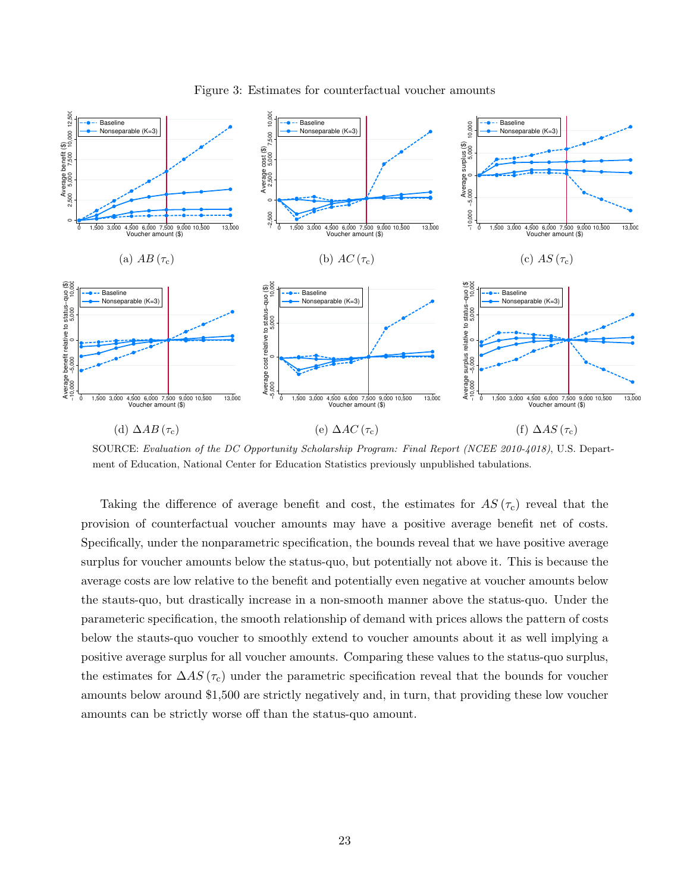Figure 3: Estimates for counterfactual voucher amounts

(a) $AB(\tau_c)$

(b) $AC(\tau_c)$

(c) $AS(\tau_c)$

(d) $\Delta AB(\tau_c)$

(e) $\Delta AC(\tau_c)$

(f) $\Delta AS(\tau_c)$

SOURCE: *Evaluation of the DC Opportunity Scholarship Program: Final Report (NCEE 2010-4018)*, U.S. Department of Education, National Center for Education Statistics previously unpublished tabulations.

Taking the difference of average benefit and cost, the estimates for $AS(\tau_c)$ reveal that the provision of counterfactual voucher amounts may have a positive average benefit net of costs. Specifically, under the nonparametric specification, the bounds reveal that we have positive average surplus for voucher amounts below the status-quo, but potentially not above it. This is because the average costs are low relative to the benefit and potentially even negative at voucher amounts below the stauts-quo, but drastically increase in a non-smooth manner above the status-quo. Under the parameteric specification, the smooth relationship of demand with prices allows the pattern of costs below the stauts-quo voucher to smoothly extend to voucher amounts about it as well implying a positive average surplus for all voucher amounts. Comparing these values to the status-quo surplus, the estimates for $\Delta AS(\tau_c)$ under the parametric specification reveal that the bounds for voucher amounts below around \$1,500 are strictly negatively and, in turn, that providing these low voucher amounts can be strictly worse off than the status-quo amount.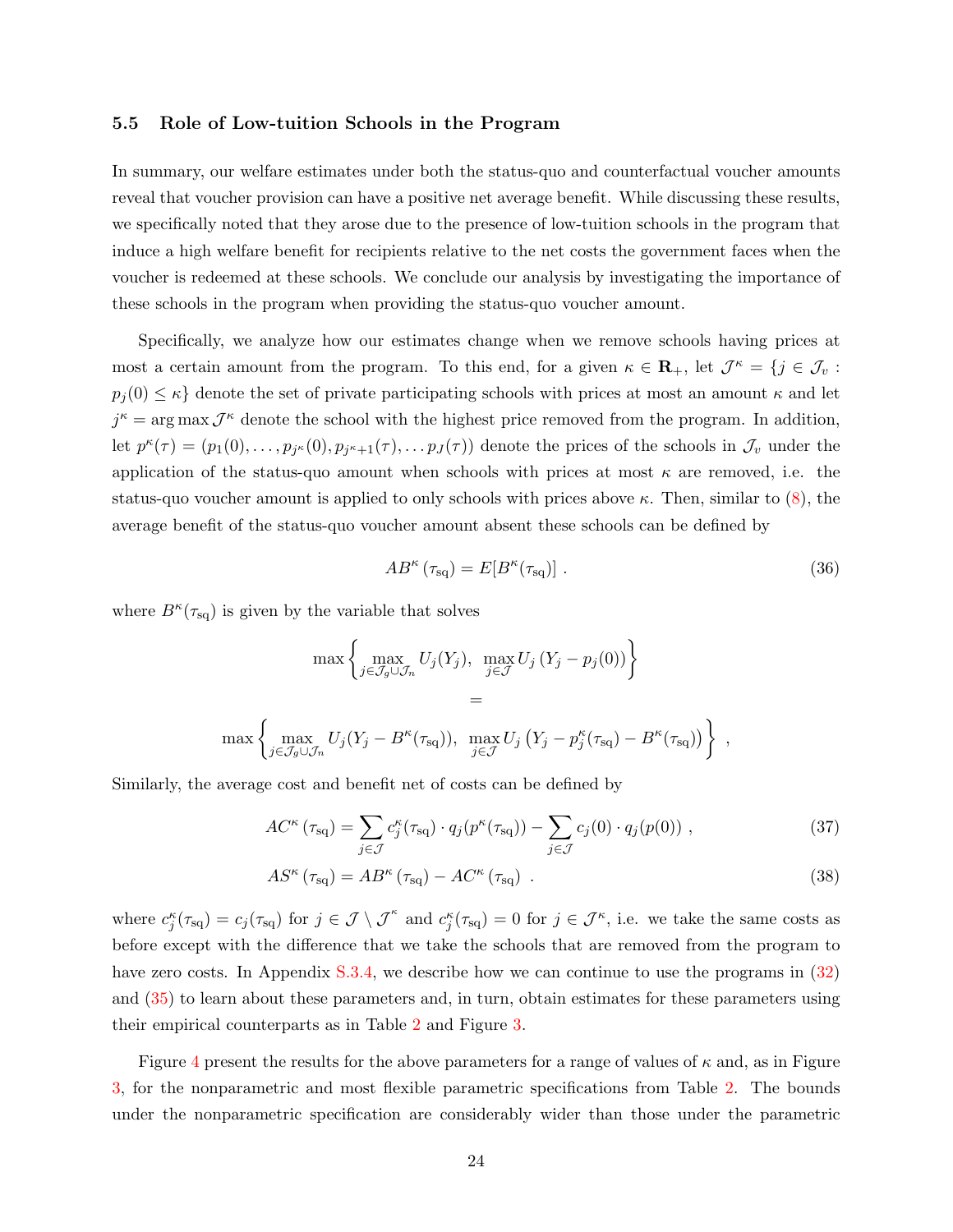### 5.5 Role of Low-tuition Schools in the Program

In summary, our welfare estimates under both the status-quo and counterfactual voucher amounts reveal that voucher provision can have a positive net average benefit. While discussing these results, we specifically noted that they arose due to the presence of low-tuition schools in the program that induce a high welfare benefit for recipients relative to the net costs the government faces when the voucher is redeemed at these schools. We conclude our analysis by investigating the importance of these schools in the program when providing the status-quo voucher amount.

Specifically, we analyze how our estimates change when we remove schools having prices at most a certain amount from the program. To this end, for a given $\kappa \in \mathbf{R}_+$, let $\mathcal{J}^\kappa = \{j \in \mathcal{J}_v : p_j(0) \leq \kappa\}$ denote the set of private participating schools with prices at most an amount $\kappa$ and let $j^\kappa = \arg\max \mathcal{J}^\kappa$ denote the school with the highest price removed from the program. In addition, let $p^\kappa(\tau) = (p_1(0), \ldots, p_{j^\kappa}(0), p_{j^\kappa+1}(\tau), \ldots p_J(\tau))$ denote the prices of the schools in $\mathcal{J}_v$ under the application of the status-quo amount when schools with prices at most $\kappa$ are removed, i.e. the status-quo voucher amount is applied to only schools with prices above $\kappa$. Then, similar to (8), the average benefit of the status-quo voucher amount absent these schools can be defined by

$$AB^\kappa(\tau_{\text{sq}}) = E[B^\kappa(\tau_{\text{sq}})] \ . \tag{36}$$

where $B^\kappa(\tau_{\text{sq}})$ is given by the variable that solves

$$\max\left\{\max_{j \in \mathcal{J}_g \cup \mathcal{J}_n} U_j(Y_j), \ \max_{j \in \mathcal{J}} U_j\left(Y_j - p_j(0)\right)\right\}$$

$$=$$

$$\max\left\{\max_{j \in \mathcal{J}_g \cup \mathcal{J}_n} U_j(Y_j - B^\kappa(\tau_{\text{sq}})), \ \max_{j \in \mathcal{J}} U_j\left(Y_j - p_j^\kappa(\tau_{\text{sq}}) - B^\kappa(\tau_{\text{sq}})\right)\right\} \ ,$$

Similarly, the average cost and benefit net of costs can be defined by

$$AC^\kappa(\tau_{\text{sq}}) = \sum_{j \in \mathcal{J}} c_j^\kappa(\tau_{\text{sq}}) \cdot q_j(p^\kappa(\tau_{\text{sq}})) - \sum_{j \in \mathcal{J}} c_j(0) \cdot q_j(p(0)) \ , \tag{37}$$

$$AS^\kappa(\tau_{\text{sq}}) = AB^\kappa(\tau_{\text{sq}}) - AC^\kappa(\tau_{\text{sq}}) \ . \tag{38}$$

where $c_j^\kappa(\tau_{\text{sq}}) = c_j(\tau_{\text{sq}})$ for $j \in \mathcal{J} \setminus \mathcal{J}^\kappa$ and $c_j^\kappa(\tau_{\text{sq}}) = 0$ for $j \in \mathcal{J}^\kappa$, i.e. we take the same costs as before except with the difference that we take the schools that are removed from the program to have zero costs. In Appendix S.3.4, we describe how we can continue to use the programs in (32) and (35) to learn about these parameters and, in turn, obtain estimates for these parameters using their empirical counterparts as in Table 2 and Figure 3.

Figure 4 present the results for the above parameters for a range of values of $\kappa$ and, as in Figure 3, for the nonparametric and most flexible parametric specifications from Table 2. The bounds under the nonparametric specification are considerably wider than those under the parametric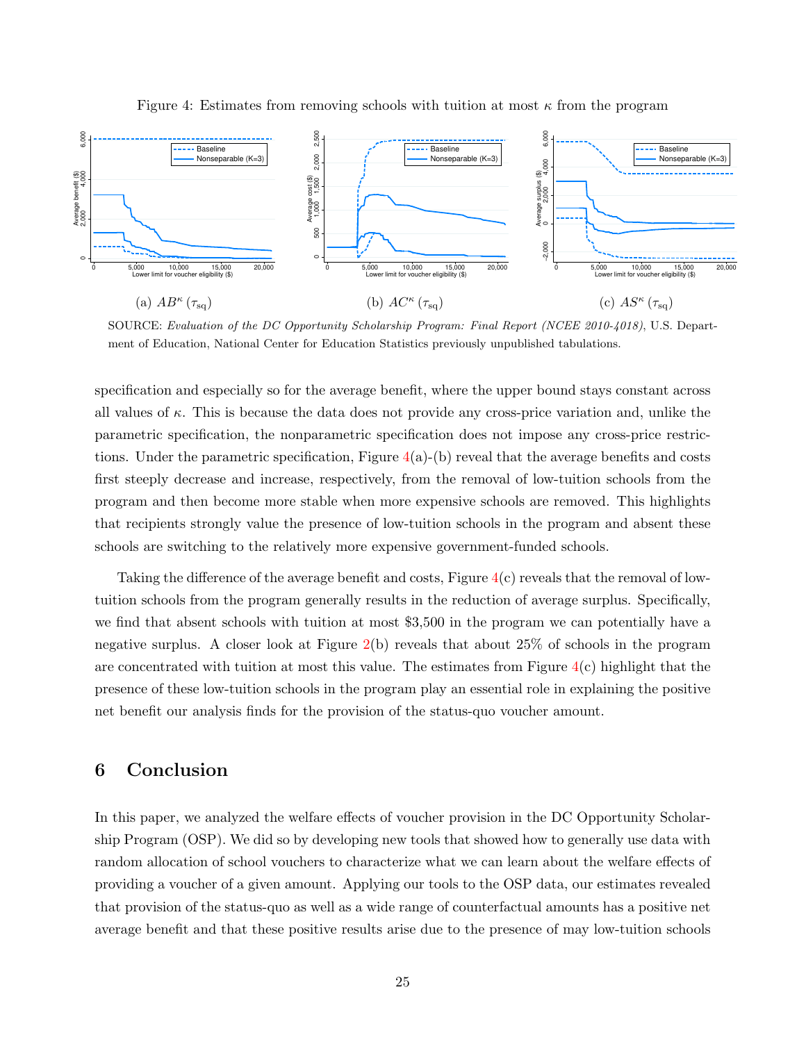Figure 4: Estimates from removing schools with tuition at most $\kappa$ from the program

(a) $AB^{\kappa}(\tau_{\text{sq}})$ (b) $AC^{\kappa}(\tau_{\text{sq}})$ (c) $AS^{\kappa}(\tau_{\text{sq}})$

SOURCE: *Evaluation of the DC Opportunity Scholarship Program: Final Report (NCEE 2010-4018)*, U.S. Department of Education, National Center for Education Statistics previously unpublished tabulations.

specification and especially so for the average benefit, where the upper bound stays constant across all values of $\kappa$. This is because the data does not provide any cross-price variation and, unlike the parametric specification, the nonparametric specification does not impose any cross-price restrictions. Under the parametric specification, Figure 4(a)-(b) reveal that the average benefits and costs first steeply decrease and increase, respectively, from the removal of low-tuition schools from the program and then become more stable when more expensive schools are removed. This highlights that recipients strongly value the presence of low-tuition schools in the program and absent these schools are switching to the relatively more expensive government-funded schools.

Taking the difference of the average benefit and costs, Figure 4(c) reveals that the removal of low-tuition schools from the program generally results in the reduction of average surplus. Specifically, we find that absent schools with tuition at most \$3,500 in the program we can potentially have a negative surplus. A closer look at Figure 2(b) reveals that about 25% of schools in the program are concentrated with tuition at most this value. The estimates from Figure 4(c) highlight that the presence of these low-tuition schools in the program play an essential role in explaining the positive net benefit our analysis finds for the provision of the status-quo voucher amount.

# 6 Conclusion

In this paper, we analyzed the welfare effects of voucher provision in the DC Opportunity Scholarship Program (OSP). We did so by developing new tools that showed how to generally use data with random allocation of school vouchers to characterize what we can learn about the welfare effects of providing a voucher of a given amount. Applying our tools to the OSP data, our estimates revealed that provision of the status-quo as well as a wide range of counterfactual amounts has a positive net average benefit and that these positive results arise due to the presence of may low-tuition schools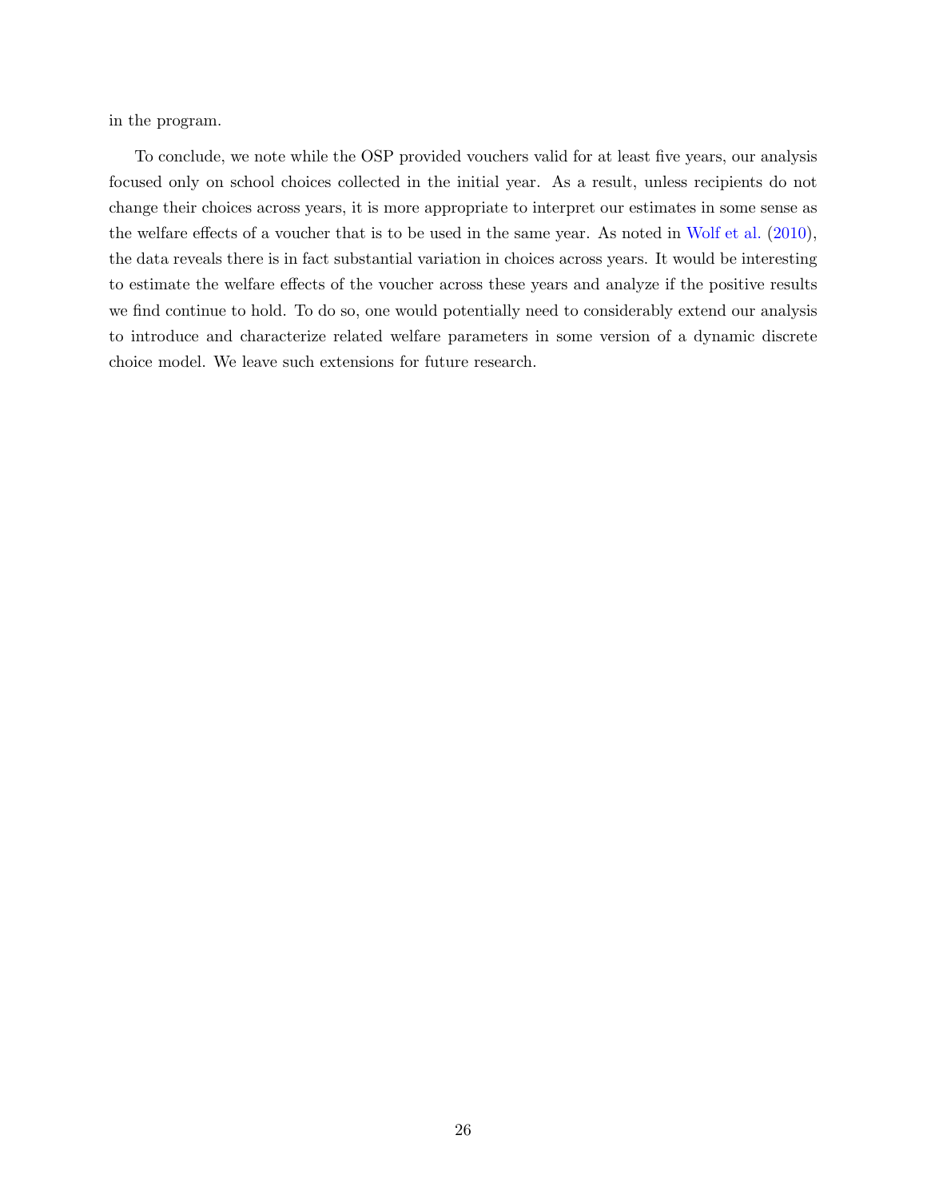in the program.

To conclude, we note while the OSP provided vouchers valid for at least five years, our analysis focused only on school choices collected in the initial year. As a result, unless recipients do not change their choices across years, it is more appropriate to interpret our estimates in some sense as the welfare effects of a voucher that is to be used in the same year. As noted in Wolf et al. (2010), the data reveals there is in fact substantial variation in choices across years. It would be interesting to estimate the welfare effects of the voucher across these years and analyze if the positive results we find continue to hold. To do so, one would potentially need to considerably extend our analysis to introduce and characterize related welfare parameters in some version of a dynamic discrete choice model. We leave such extensions for future research.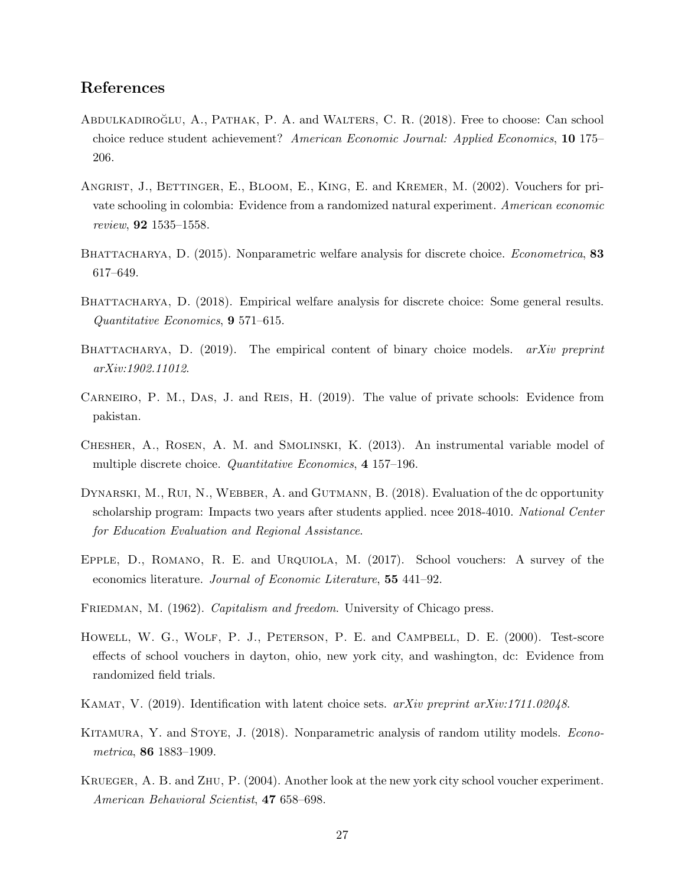## References

Abdulkadiroğlu, A., Pathak, P. A. and Walters, C. R. (2018). Free to choose: Can school choice reduce student achievement? *American Economic Journal: Applied Economics*, **10** 175–206.

Angrist, J., Bettinger, E., Bloom, E., King, E. and Kremer, M. (2002). Vouchers for private schooling in colombia: Evidence from a randomized natural experiment. *American economic review*, **92** 1535–1558.

Bhattacharya, D. (2015). Nonparametric welfare analysis for discrete choice. *Econometrica*, **83** 617–649.

Bhattacharya, D. (2018). Empirical welfare analysis for discrete choice: Some general results. *Quantitative Economics*, **9** 571–615.

Bhattacharya, D. (2019). The empirical content of binary choice models. *arXiv preprint arXiv:1902.11012*.

Carneiro, P. M., Das, J. and Reis, H. (2019). The value of private schools: Evidence from pakistan.

Chesher, A., Rosen, A. M. and Smolinski, K. (2013). An instrumental variable model of multiple discrete choice. *Quantitative Economics*, **4** 157–196.

Dynarski, M., Rui, N., Webber, A. and Gutmann, B. (2018). Evaluation of the dc opportunity scholarship program: Impacts two years after students applied. ncee 2018-4010. *National Center for Education Evaluation and Regional Assistance*.

Epple, D., Romano, R. E. and Urquiola, M. (2017). School vouchers: A survey of the economics literature. *Journal of Economic Literature*, **55** 441–92.

Friedman, M. (1962). *Capitalism and freedom*. University of Chicago press.

Howell, W. G., Wolf, P. J., Peterson, P. E. and Campbell, D. E. (2000). Test-score effects of school vouchers in dayton, ohio, new york city, and washington, dc: Evidence from randomized field trials.

Kamat, V. (2019). Identification with latent choice sets. *arXiv preprint arXiv:1711.02048*.

Kitamura, Y. and Stoye, J. (2018). Nonparametric analysis of random utility models. *Econometrica*, **86** 1883–1909.

Krueger, A. B. and Zhu, P. (2004). Another look at the new york city school voucher experiment. *American Behavioral Scientist*, **47** 658–698.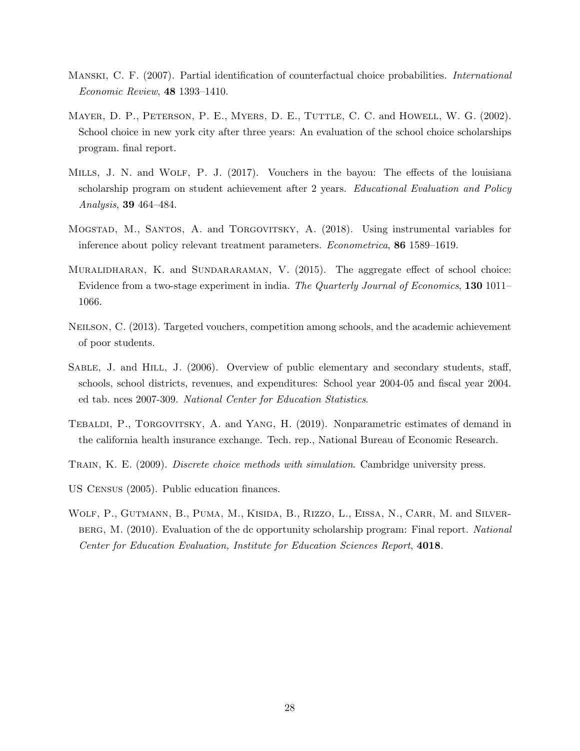Manski, C. F. (2007). Partial identification of counterfactual choice probabilities. *International Economic Review*, **48** 1393–1410.

Mayer, D. P., Peterson, P. E., Myers, D. E., Tuttle, C. C. and Howell, W. G. (2002). School choice in new york city after three years: An evaluation of the school choice scholarships program. final report.

Mills, J. N. and Wolf, P. J. (2017). Vouchers in the bayou: The effects of the louisiana scholarship program on student achievement after 2 years. *Educational Evaluation and Policy Analysis*, **39** 464–484.

Mogstad, M., Santos, A. and Torgovitsky, A. (2018). Using instrumental variables for inference about policy relevant treatment parameters. *Econometrica*, **86** 1589–1619.

Muralidharan, K. and Sundararaman, V. (2015). The aggregate effect of school choice: Evidence from a two-stage experiment in india. *The Quarterly Journal of Economics*, **130** 1011–1066.

Neilson, C. (2013). Targeted vouchers, competition among schools, and the academic achievement of poor students.

Sable, J. and Hill, J. (2006). Overview of public elementary and secondary students, staff, schools, school districts, revenues, and expenditures: School year 2004-05 and fiscal year 2004. ed tab. nces 2007-309. *National Center for Education Statistics*.

Tebaldi, P., Torgovitsky, A. and Yang, H. (2019). Nonparametric estimates of demand in the california health insurance exchange. Tech. rep., National Bureau of Economic Research.

Train, K. E. (2009). *Discrete choice methods with simulation*. Cambridge university press.

US Census (2005). Public education finances.

Wolf, P., Gutmann, B., Puma, M., Kisida, B., Rizzo, L., Eissa, N., Carr, M. and Silverberg, M. (2010). Evaluation of the dc opportunity scholarship program: Final report. *National Center for Education Evaluation, Institute for Education Sciences Report*, **4018**.